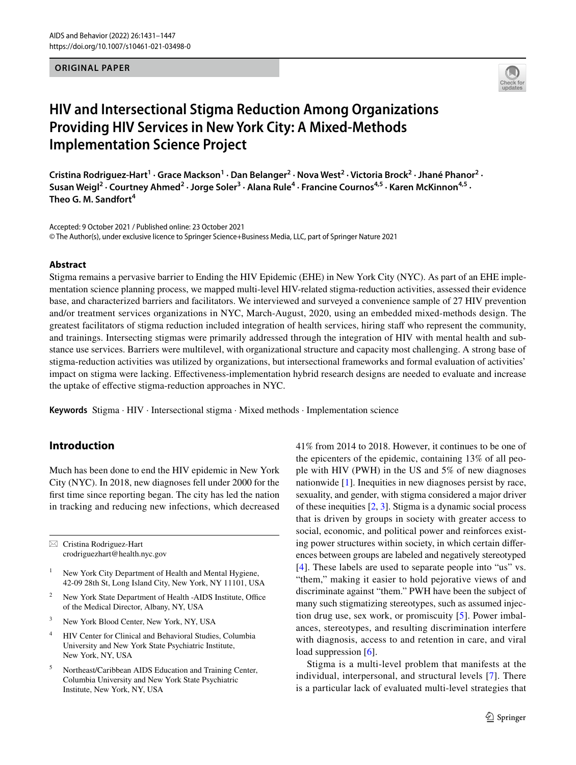ORIGINAL PAPER

# HIV and Intersectional Stigma Reduction Among Organizations Providing HIV Services in New York City: A Mixed-Methods Implementation Science Project

**Cristina Rodriguez-Hart[1] · Grace Mackson[1] · Dan Belanger[2] · Nova West[2] · Victoria Brock[2] · Jhané Phanor[2] · Susan Weigl[2] · Courtney Ahmed[2] · Jorge Soler[3] · Alana Rule[4] · Francine Cournos[4,5] · Karen McKinnon[4,5] · Theo G. M. Sandfort[4]**

Accepted: 9 October 2021 / Published online: 23 October 2021
© The Author(s), under exclusive licence to Springer Science+Business Media, LLC, part of Springer Nature 2021

## Abstract

Stigma remains a pervasive barrier to Ending the HIV Epidemic (EHE) in New York City (NYC). As part of an EHE implementation science planning process, we mapped multi-level HIV-related stigma-reduction activities, assessed their evidence base, and characterized barriers and facilitators. We interviewed and surveyed a convenience sample of 27 HIV prevention and/or treatment services organizations in NYC, March-August, 2020, using an embedded mixed-methods design. The greatest facilitators of stigma reduction included integration of health services, hiring staff who represent the community, and trainings. Intersecting stigmas were primarily addressed through the integration of HIV with mental health and substance use services. Barriers were multilevel, with organizational structure and capacity most challenging. A strong base of stigma-reduction activities was utilized by organizations, but intersectional frameworks and formal evaluation of activities' impact on stigma were lacking. Effectiveness-implementation hybrid research designs are needed to evaluate and increase the uptake of effective stigma-reduction approaches in NYC.

**Keywords** Stigma · HIV · Intersectional stigma · Mixed methods · Implementation science

## Introduction

Much has been done to end the HIV epidemic in New York City (NYC). In 2018, new diagnoses fell under 2000 for the first time since reporting began. The city has led the nation in tracking and reducing new infections, which decreased 41% from 2014 to 2018. However, it continues to be one of the epicenters of the epidemic, containing 13% of all people with HIV (PWH) in the US and 5% of new diagnoses nationwide [1]. Inequities in new diagnoses persist by race, sexuality, and gender, with stigma considered a major driver of these inequities [2, 3]. Stigma is a dynamic social process that is driven by groups in society with greater access to social, economic, and political power and reinforces existing power structures within society, in which certain differences between groups are labeled and negatively stereotyped [4]. These labels are used to separate people into "us" vs. "them," making it easier to hold pejorative views of and discriminate against "them." PWH have been the subject of many such stigmatizing stereotypes, such as assumed injection drug use, sex work, or promiscuity [5]. Power imbalances, stereotypes, and resulting discrimination interfere with diagnosis, access to and retention in care, and viral load suppression [6].

Stigma is a multi-level problem that manifests at the individual, interpersonal, and structural levels [7]. There is a particular lack of evaluated multi-level strategies that

---

✉ Cristina Rodriguez-Hart
crodriguezhart@health.nyc.gov

1 New York City Department of Health and Mental Hygiene, 42-09 28th St, Long Island City, New York, NY 11101, USA

2 New York State Department of Health -AIDS Institute, Office of the Medical Director, Albany, NY, USA

3 New York Blood Center, New York, NY, USA

4 HIV Center for Clinical and Behavioral Studies, Columbia University and New York State Psychiatric Institute, New York, NY, USA

5 Northeast/Caribbean AIDS Education and Training Center, Columbia University and New York State Psychiatric Institute, New York, NY, USA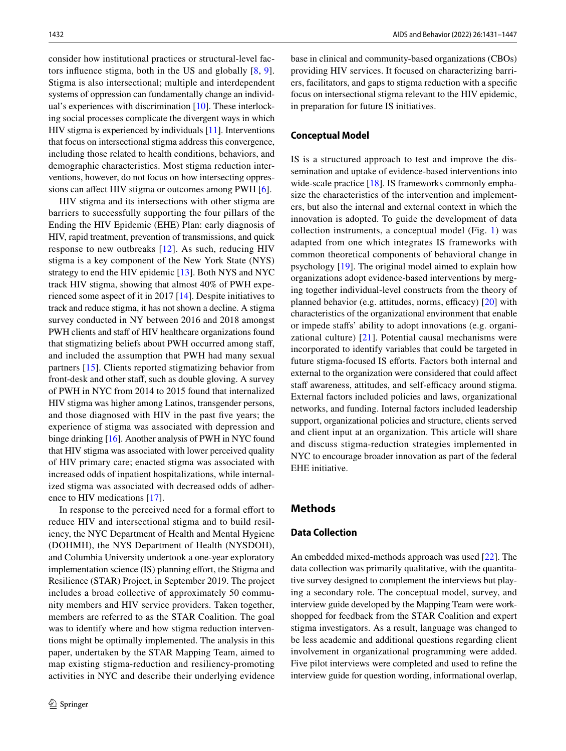consider how institutional practices or structural-level factors influence stigma, both in the US and globally [8, 9]. Stigma is also intersectional; multiple and interdependent systems of oppression can fundamentally change an individual's experiences with discrimination [10]. These interlocking social processes complicate the divergent ways in which HIV stigma is experienced by individuals [11]. Interventions that focus on intersectional stigma address this convergence, including those related to health conditions, behaviors, and demographic characteristics. Most stigma reduction interventions, however, do not focus on how intersecting oppressions can affect HIV stigma or outcomes among PWH [6].

HIV stigma and its intersections with other stigma are barriers to successfully supporting the four pillars of the Ending the HIV Epidemic (EHE) Plan: early diagnosis of HIV, rapid treatment, prevention of transmissions, and quick response to new outbreaks [12]. As such, reducing HIV stigma is a key component of the New York State (NYS) strategy to end the HIV epidemic [13]. Both NYS and NYC track HIV stigma, showing that almost 40% of PWH experienced some aspect of it in 2017 [14]. Despite initiatives to track and reduce stigma, it has not shown a decline. A stigma survey conducted in NY between 2016 and 2018 amongst PWH clients and staff of HIV healthcare organizations found that stigmatizing beliefs about PWH occurred among staff, and included the assumption that PWH had many sexual partners [15]. Clients reported stigmatizing behavior from front-desk and other staff, such as double gloving. A survey of PWH in NYC from 2014 to 2015 found that internalized HIV stigma was higher among Latinos, transgender persons, and those diagnosed with HIV in the past five years; the experience of stigma was associated with depression and binge drinking [16]. Another analysis of PWH in NYC found that HIV stigma was associated with lower perceived quality of HIV primary care; enacted stigma was associated with increased odds of inpatient hospitalizations, while internalized stigma was associated with decreased odds of adherence to HIV medications [17].

In response to the perceived need for a formal effort to reduce HIV and intersectional stigma and to build resiliency, the NYC Department of Health and Mental Hygiene (DOHMH), the NYS Department of Health (NYSDOH), and Columbia University undertook a one-year exploratory implementation science (IS) planning effort, the Stigma and Resilience (STAR) Project, in September 2019. The project includes a broad collective of approximately 50 community members and HIV service providers. Taken together, members are referred to as the STAR Coalition. The goal was to identify where and how stigma reduction interventions might be optimally implemented. The analysis in this paper, undertaken by the STAR Mapping Team, aimed to map existing stigma-reduction and resiliency-promoting activities in NYC and describe their underlying evidence base in clinical and community-based organizations (CBOs) providing HIV services. It focused on characterizing barriers, facilitators, and gaps to stigma reduction with a specific focus on intersectional stigma relevant to the HIV epidemic, in preparation for future IS initiatives.

### Conceptual Model

IS is a structured approach to test and improve the dissemination and uptake of evidence-based interventions into wide-scale practice [18]. IS frameworks commonly emphasize the characteristics of the intervention and implementers, but also the internal and external context in which the innovation is adopted. To guide the development of data collection instruments, a conceptual model (Fig. 1) was adapted from one which integrates IS frameworks with common theoretical components of behavioral change in psychology [19]. The original model aimed to explain how organizations adopt evidence-based interventions by merging together individual-level constructs from the theory of planned behavior (e.g. attitudes, norms, efficacy) [20] with characteristics of the organizational environment that enable or impede staffs' ability to adopt innovations (e.g. organizational culture) [21]. Potential causal mechanisms were incorporated to identify variables that could be targeted in future stigma-focused IS efforts. Factors both internal and external to the organization were considered that could affect staff awareness, attitudes, and self-efficacy around stigma. External factors included policies and laws, organizational networks, and funding. Internal factors included leadership support, organizational policies and structure, clients served and client input at an organization. This article will share and discuss stigma-reduction strategies implemented in NYC to encourage broader innovation as part of the federal EHE initiative.

## Methods

### Data Collection

An embedded mixed-methods approach was used [22]. The data collection was primarily qualitative, with the quantitative survey designed to complement the interviews but playing a secondary role. The conceptual model, survey, and interview guide developed by the Mapping Team were workshopped for feedback from the STAR Coalition and expert stigma investigators. As a result, language was changed to be less academic and additional questions regarding client involvement in organizational programming were added. Five pilot interviews were completed and used to refine the interview guide for question wording, informational overlap,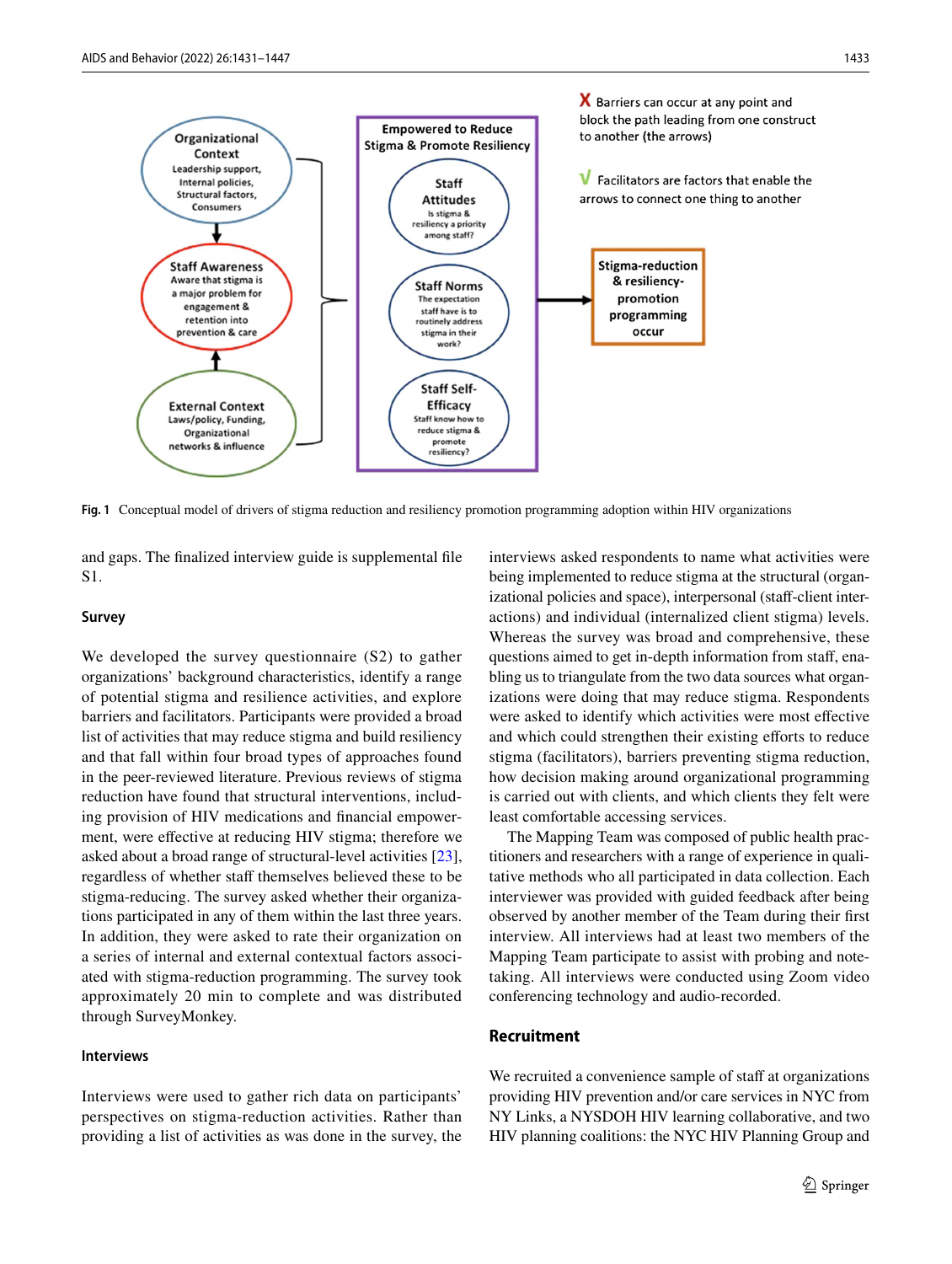Fig. 1 Conceptual model of drivers of stigma reduction and resiliency promotion programming adoption within HIV organizations

and gaps. The finalized interview guide is supplemental file S1.

### Survey

We developed the survey questionnaire (S2) to gather organizations' background characteristics, identify a range of potential stigma and resilience activities, and explore barriers and facilitators. Participants were provided a broad list of activities that may reduce stigma and build resiliency and that fall within four broad types of approaches found in the peer-reviewed literature. Previous reviews of stigma reduction have found that structural interventions, including provision of HIV medications and financial empowerment, were effective at reducing HIV stigma; therefore we asked about a broad range of structural-level activities [23], regardless of whether staff themselves believed these to be stigma-reducing. The survey asked whether their organizations participated in any of them within the last three years. In addition, they were asked to rate their organization on a series of internal and external contextual factors associated with stigma-reduction programming. The survey took approximately 20 min to complete and was distributed through SurveyMonkey.

### Interviews

Interviews were used to gather rich data on participants' perspectives on stigma-reduction activities. Rather than providing a list of activities as was done in the survey, the interviews asked respondents to name what activities were being implemented to reduce stigma at the structural (organizational policies and space), interpersonal (staff-client interactions) and individual (internalized client stigma) levels. Whereas the survey was broad and comprehensive, these questions aimed to get in-depth information from staff, enabling us to triangulate from the two data sources what organizations were doing that may reduce stigma. Respondents were asked to identify which activities were most effective and which could strengthen their existing efforts to reduce stigma (facilitators), barriers preventing stigma reduction, how decision making around organizational programming is carried out with clients, and which clients they felt were least comfortable accessing services.

The Mapping Team was composed of public health practitioners and researchers with a range of experience in qualitative methods who all participated in data collection. Each interviewer was provided with guided feedback after being observed by another member of the Team during their first interview. All interviews had at least two members of the Mapping Team participate to assist with probing and note-taking. All interviews were conducted using Zoom video conferencing technology and audio-recorded.

## Recruitment

We recruited a convenience sample of staff at organizations providing HIV prevention and/or care services in NYC from NY Links, a NYSDOH HIV learning collaborative, and two HIV planning coalitions: the NYC HIV Planning Group and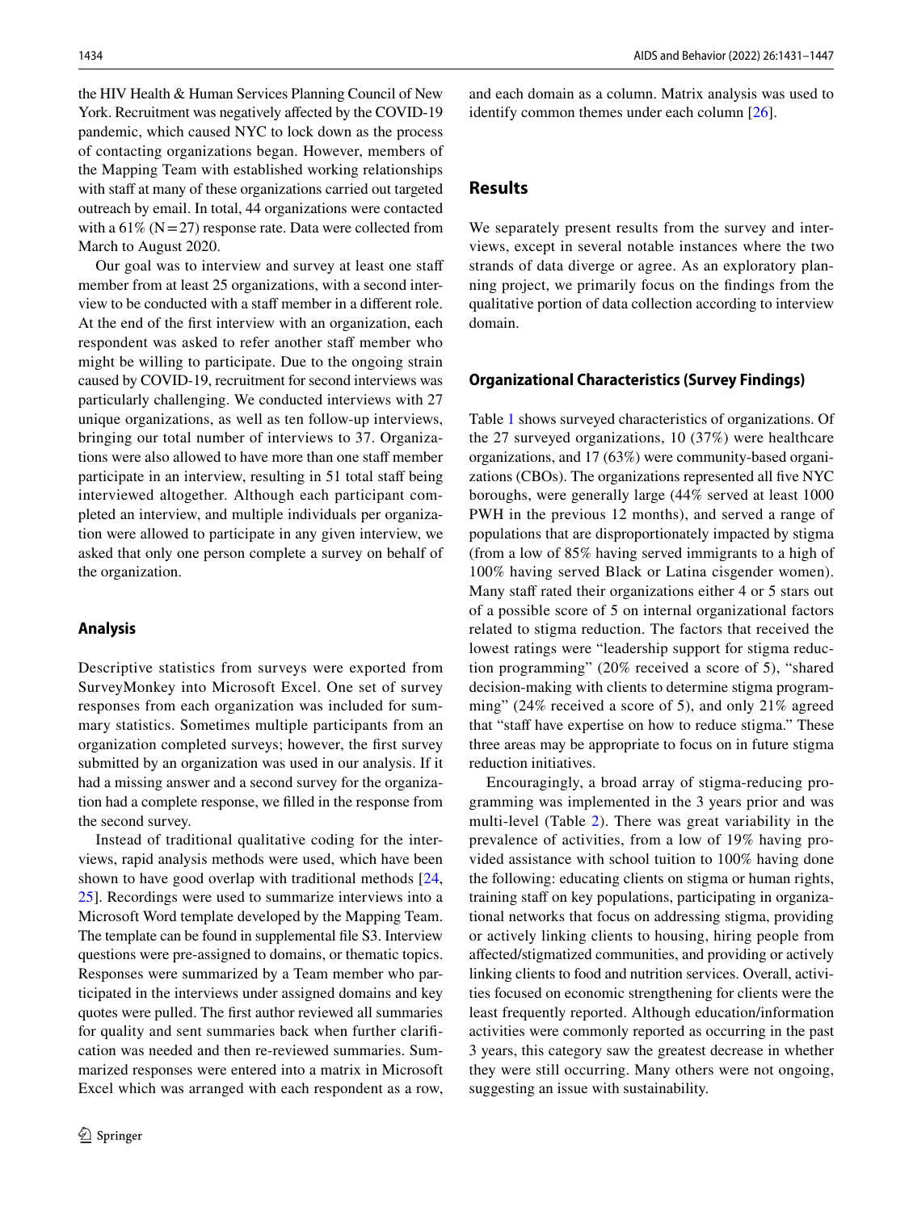the HIV Health & Human Services Planning Council of New York. Recruitment was negatively affected by the COVID-19 pandemic, which caused NYC to lock down as the process of contacting organizations began. However, members of the Mapping Team with established working relationships with staff at many of these organizations carried out targeted outreach by email. In total, 44 organizations were contacted with a 61% (N = 27) response rate. Data were collected from March to August 2020.

Our goal was to interview and survey at least one staff member from at least 25 organizations, with a second interview to be conducted with a staff member in a different role. At the end of the first interview with an organization, each respondent was asked to refer another staff member who might be willing to participate. Due to the ongoing strain caused by COVID-19, recruitment for second interviews was particularly challenging. We conducted interviews with 27 unique organizations, as well as ten follow-up interviews, bringing our total number of interviews to 37. Organizations were also allowed to have more than one staff member participate in an interview, resulting in 51 total staff being interviewed altogether. Although each participant completed an interview, and multiple individuals per organization were allowed to participate in any given interview, we asked that only one person complete a survey on behalf of the organization.

### Analysis

Descriptive statistics from surveys were exported from SurveyMonkey into Microsoft Excel. One set of survey responses from each organization was included for summary statistics. Sometimes multiple participants from an organization completed surveys; however, the first survey submitted by an organization was used in our analysis. If it had a missing answer and a second survey for the organization had a complete response, we filled in the response from the second survey.

Instead of traditional qualitative coding for the interviews, rapid analysis methods were used, which have been shown to have good overlap with traditional methods [24, 25]. Recordings were used to summarize interviews into a Microsoft Word template developed by the Mapping Team. The template can be found in supplemental file S3. Interview questions were pre-assigned to domains, or thematic topics. Responses were summarized by a Team member who participated in the interviews under assigned domains and key quotes were pulled. The first author reviewed all summaries for quality and sent summaries back when further clarification was needed and then re-reviewed summaries. Summarized responses were entered into a matrix in Microsoft Excel which was arranged with each respondent as a row, and each domain as a column. Matrix analysis was used to identify common themes under each column [26].

## Results

We separately present results from the survey and interviews, except in several notable instances where the two strands of data diverge or agree. As an exploratory planning project, we primarily focus on the findings from the qualitative portion of data collection according to interview domain.

### Organizational Characteristics (Survey Findings)

Table 1 shows surveyed characteristics of organizations. Of the 27 surveyed organizations, 10 (37%) were healthcare organizations, and 17 (63%) were community-based organizations (CBOs). The organizations represented all five NYC boroughs, were generally large (44% served at least 1000 PWH in the previous 12 months), and served a range of populations that are disproportionately impacted by stigma (from a low of 85% having served immigrants to a high of 100% having served Black or Latina cisgender women). Many staff rated their organizations either 4 or 5 stars out of a possible score of 5 on internal organizational factors related to stigma reduction. The factors that received the lowest ratings were "leadership support for stigma reduction programming" (20% received a score of 5), "shared decision-making with clients to determine stigma programming" (24% received a score of 5), and only 21% agreed that "staff have expertise on how to reduce stigma." These three areas may be appropriate to focus on in future stigma reduction initiatives.

Encouragingly, a broad array of stigma-reducing programming was implemented in the 3 years prior and was multi-level (Table 2). There was great variability in the prevalence of activities, from a low of 19% having provided assistance with school tuition to 100% having done the following: educating clients on stigma or human rights, training staff on key populations, participating in organizational networks that focus on addressing stigma, providing or actively linking clients to housing, hiring people from affected/stigmatized communities, and providing or actively linking clients to food and nutrition services. Overall, activities focused on economic strengthening for clients were the least frequently reported. Although education/information activities were commonly reported as occurring in the past 3 years, this category saw the greatest decrease in whether they were still occurring. Many others were not ongoing, suggesting an issue with sustainability.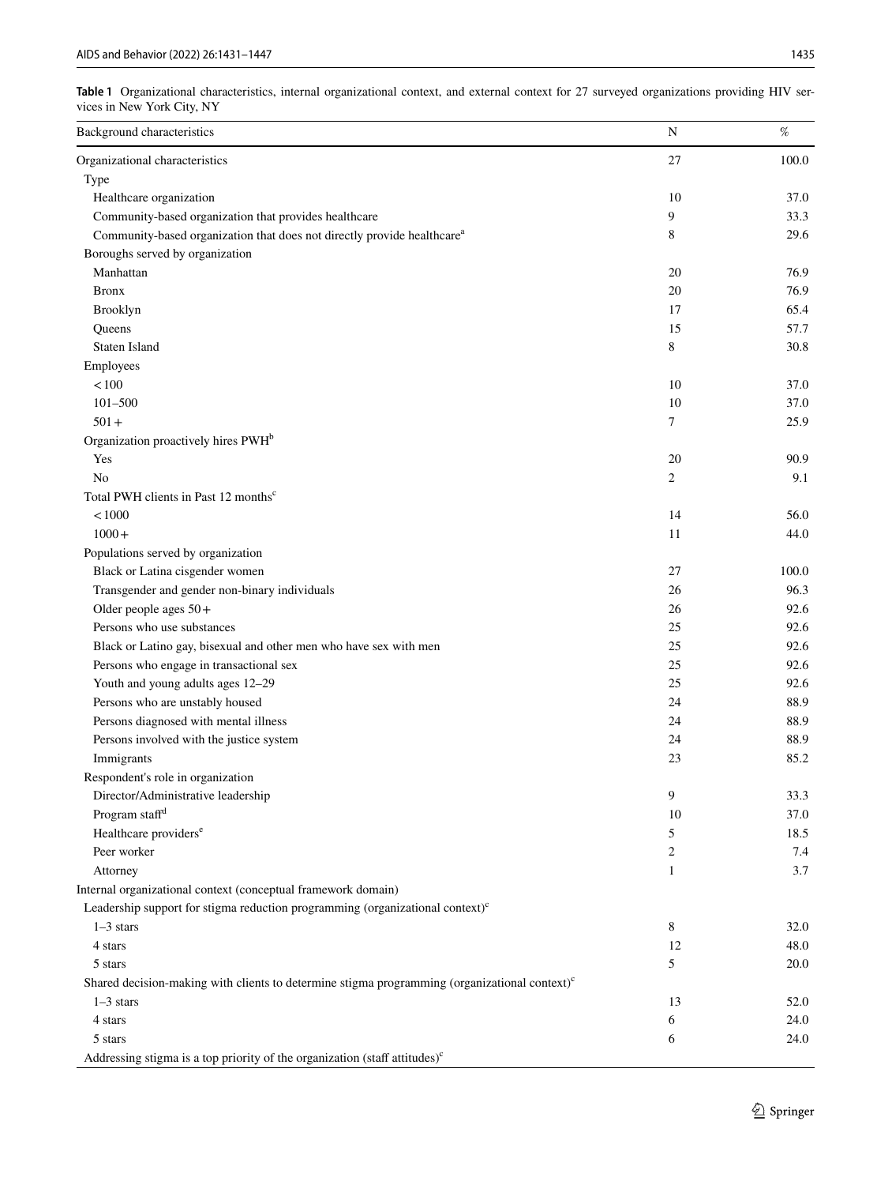**Table 1** Organizational characteristics, internal organizational context, and external context for 27 surveyed organizations providing HIV services in New York City, NY

| Background characteristics | N | % |
|---|---|---|
| Organizational characteristics | 27 | 100.0 |
| Type | | |
| Healthcare organization | 10 | 37.0 |
| Community-based organization that provides healthcare | 9 | 33.3 |
| Community-based organization that does not directly provide healthcare[a] | 8 | 29.6 |
| Boroughs served by organization | | |
| Manhattan | 20 | 76.9 |
| Bronx | 20 | 76.9 |
| Brooklyn | 17 | 65.4 |
| Queens | 15 | 57.7 |
| Staten Island | 8 | 30.8 |
| Employees | | |
| < 100 | 10 | 37.0 |
| 101–500 | 10 | 37.0 |
| 501 + | 7 | 25.9 |
| Organization proactively hires PWH[b] | | |
| Yes | 20 | 90.9 |
| No | 2 | 9.1 |
| Total PWH clients in Past 12 months[c] | | |
| < 1000 | 14 | 56.0 |
| 1000 + | 11 | 44.0 |
| Populations served by organization | | |
| Black or Latina cisgender women | 27 | 100.0 |
| Transgender and gender non-binary individuals | 26 | 96.3 |
| Older people ages 50 + | 26 | 92.6 |
| Persons who use substances | 25 | 92.6 |
| Black or Latino gay, bisexual and other men who have sex with men | 25 | 92.6 |
| Persons who engage in transactional sex | 25 | 92.6 |
| Youth and young adults ages 12–29 | 25 | 92.6 |
| Persons who are unstably housed | 24 | 88.9 |
| Persons diagnosed with mental illness | 24 | 88.9 |
| Persons involved with the justice system | 24 | 88.9 |
| Immigrants | 23 | 85.2 |
| Respondent's role in organization | | |
| Director/Administrative leadership | 9 | 33.3 |
| Program staff[d] | 10 | 37.0 |
| Healthcare providers[e] | 5 | 18.5 |
| Peer worker | 2 | 7.4 |
| Attorney | 1 | 3.7 |
| Internal organizational context (conceptual framework domain) | | |
| Leadership support for stigma reduction programming (organizational context)[c] | | |
| 1–3 stars | 8 | 32.0 |
| 4 stars | 12 | 48.0 |
| 5 stars | 5 | 20.0 |
| Shared decision-making with clients to determine stigma programming (organizational context)[c] | | |
| 1–3 stars | 13 | 52.0 |
| 4 stars | 6 | 24.0 |
| 5 stars | 6 | 24.0 |
| Addressing stigma is a top priority of the organization (staff attitudes)[c] | | |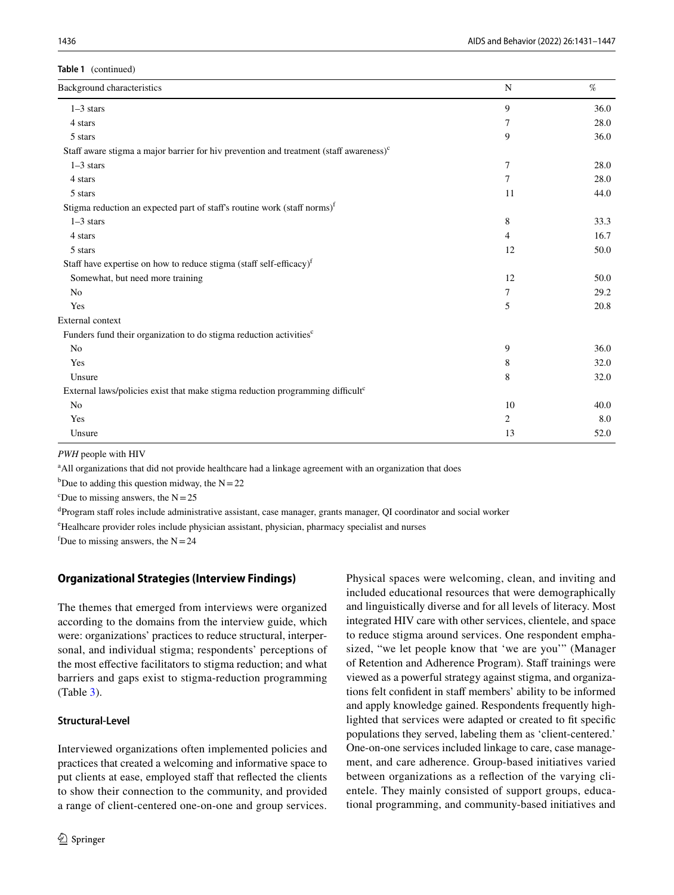**Table 1** (continued)

| Background characteristics | N | % |
|---|---|---|
| 1–3 stars | 9 | 36.0 |
| 4 stars | 7 | 28.0 |
| 5 stars | 9 | 36.0 |
| Staff aware stigma a major barrier for hiv prevention and treatment (staff awareness)[c] | | |
| 1–3 stars | 7 | 28.0 |
| 4 stars | 7 | 28.0 |
| 5 stars | 11 | 44.0 |
| Stigma reduction an expected part of staff's routine work (staff norms)[f] | | |
| 1–3 stars | 8 | 33.3 |
| 4 stars | 4 | 16.7 |
| 5 stars | 12 | 50.0 |
| Staff have expertise on how to reduce stigma (staff self-efficacy)[f] | | |
| Somewhat, but need more training | 12 | 50.0 |
| No | 7 | 29.2 |
| Yes | 5 | 20.8 |
| External context | | |
| Funders fund their organization to do stigma reduction activities[c] | | |
| No | 9 | 36.0 |
| Yes | 8 | 32.0 |
| Unsure | 8 | 32.0 |
| External laws/policies exist that make stigma reduction programming difficult[c] | | |
| No | 10 | 40.0 |
| Yes | 2 | 8.0 |
| Unsure | 13 | 52.0 |

*PWH* people with HIV

[a]All organizations that did not provide healthcare had a linkage agreement with an organization that does

[b]Due to adding this question midway, the N = 22

[c]Due to missing answers, the N = 25

[d]Program staff roles include administrative assistant, case manager, grants manager, QI coordinator and social worker

[e]Healhcare provider roles include physician assistant, physician, pharmacy specialist and nurses

[f]Due to missing answers, the N = 24

## Organizational Strategies (Interview Findings)

The themes that emerged from interviews were organized according to the domains from the interview guide, which were: organizations' practices to reduce structural, interpersonal, and individual stigma; respondents' perceptions of the most effective facilitators to stigma reduction; and what barriers and gaps exist to stigma-reduction programming (Table 3).

### Structural-Level

Interviewed organizations often implemented policies and practices that created a welcoming and informative space to put clients at ease, employed staff that reflected the clients to show their connection to the community, and provided a range of client-centered one-on-one and group services. Physical spaces were welcoming, clean, and inviting and included educational resources that were demographically and linguistically diverse and for all levels of literacy. Most integrated HIV care with other services, clientele, and space to reduce stigma around services. One respondent emphasized, "we let people know that 'we are you'" (Manager of Retention and Adherence Program). Staff trainings were viewed as a powerful strategy against stigma, and organizations felt confident in staff members' ability to be informed and apply knowledge gained. Respondents frequently highlighted that services were adapted or created to fit specific populations they served, labeling them as 'client-centered.' One-on-one services included linkage to care, case management, and care adherence. Group-based initiatives varied between organizations as a reflection of the varying clientele. They mainly consisted of support groups, educational programming, and community-based initiatives and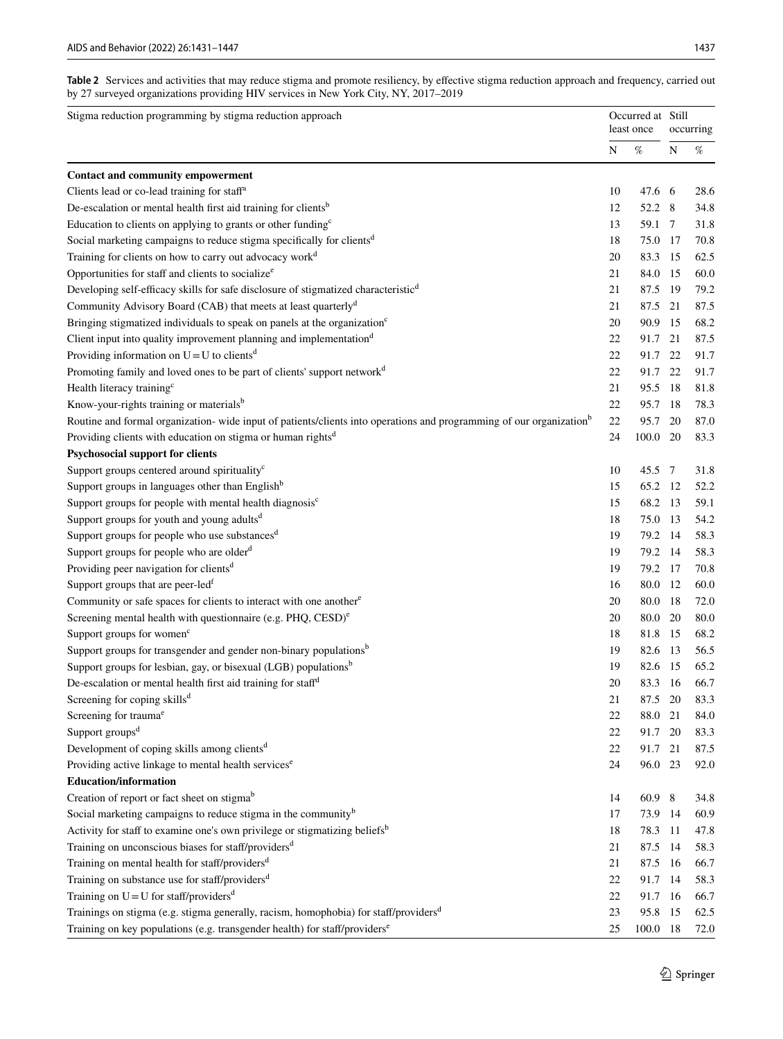**Table 2** Services and activities that may reduce stigma and promote resiliency, by effective stigma reduction approach and frequency, carried out by 27 surveyed organizations providing HIV services in New York City, NY, 2017–2019

| Stigma reduction programming by stigma reduction approach | Occurred at least once | | Still occurring | |
|---|---|---|---|---|
| | N | % | N | % |
| **Contact and community empowerment** | | | | |
| Clients lead or co-lead training for staff[a] | 10 | 47.6 | 6 | 28.6 |
| De-escalation or mental health first aid training for clients[b] | 12 | 52.2 | 8 | 34.8 |
| Education to clients on applying to grants or other funding[c] | 13 | 59.1 | 7 | 31.8 |
| Social marketing campaigns to reduce stigma specifically for clients[d] | 18 | 75.0 | 17 | 70.8 |
| Training for clients on how to carry out advocacy work[d] | 20 | 83.3 | 15 | 62.5 |
| Opportunities for staff and clients to socialize[e] | 21 | 84.0 | 15 | 60.0 |
| Developing self-efficacy skills for safe disclosure of stigmatized characteristic[d] | 21 | 87.5 | 19 | 79.2 |
| Community Advisory Board (CAB) that meets at least quarterly[d] | 21 | 87.5 | 21 | 87.5 |
| Bringing stigmatized individuals to speak on panels at the organization[c] | 20 | 90.9 | 15 | 68.2 |
| Client input into quality improvement planning and implementation[d] | 22 | 91.7 | 21 | 87.5 |
| Providing information on U = U to clients[d] | 22 | 91.7 | 22 | 91.7 |
| Promoting family and loved ones to be part of clients' support network[d] | 22 | 91.7 | 22 | 91.7 |
| Health literacy training[c] | 21 | 95.5 | 18 | 81.8 |
| Know-your-rights training or materials[b] | 22 | 95.7 | 18 | 78.3 |
| Routine and formal organization- wide input of patients/clients into operations and programming of our organization[b] | 22 | 95.7 | 20 | 87.0 |
| Providing clients with education on stigma or human rights[d] | 24 | 100.0 | 20 | 83.3 |
| **Psychosocial support for clients** | | | | |
| Support groups centered around spirituality[c] | 10 | 45.5 | 7 | 31.8 |
| Support groups in languages other than English[b] | 15 | 65.2 | 12 | 52.2 |
| Support groups for people with mental health diagnosis[c] | 15 | 68.2 | 13 | 59.1 |
| Support groups for youth and young adults[d] | 18 | 75.0 | 13 | 54.2 |
| Support groups for people who use substances[d] | 19 | 79.2 | 14 | 58.3 |
| Support groups for people who are older[d] | 19 | 79.2 | 14 | 58.3 |
| Providing peer navigation for clients[d] | 19 | 79.2 | 17 | 70.8 |
| Support groups that are peer-led[f] | 16 | 80.0 | 12 | 60.0 |
| Community or safe spaces for clients to interact with one another[e] | 20 | 80.0 | 18 | 72.0 |
| Screening mental health with questionnaire (e.g. PHQ, CESD)[e] | 20 | 80.0 | 20 | 80.0 |
| Support groups for women[c] | 18 | 81.8 | 15 | 68.2 |
| Support groups for transgender and gender non-binary populations[b] | 19 | 82.6 | 13 | 56.5 |
| Support groups for lesbian, gay, or bisexual (LGB) populations[b] | 19 | 82.6 | 15 | 65.2 |
| De-escalation or mental health first aid training for staff[d] | 20 | 83.3 | 16 | 66.7 |
| Screening for coping skills[d] | 21 | 87.5 | 20 | 83.3 |
| Screening for trauma[e] | 22 | 88.0 | 21 | 84.0 |
| Support groups[d] | 22 | 91.7 | 20 | 83.3 |
| Development of coping skills among clients[d] | 22 | 91.7 | 21 | 87.5 |
| Providing active linkage to mental health services[e] | 24 | 96.0 | 23 | 92.0 |
| **Education/information** | | | | |
| Creation of report or fact sheet on stigma[b] | 14 | 60.9 | 8 | 34.8 |
| Social marketing campaigns to reduce stigma in the community[b] | 17 | 73.9 | 14 | 60.9 |
| Activity for staff to examine one's own privilege or stigmatizing beliefs[b] | 18 | 78.3 | 11 | 47.8 |
| Training on unconscious biases for staff/providers[d] | 21 | 87.5 | 14 | 58.3 |
| Training on mental health for staff/providers[d] | 21 | 87.5 | 16 | 66.7 |
| Training on substance use for staff/providers[d] | 22 | 91.7 | 14 | 58.3 |
| Training on U = U for staff/providers[d] | 22 | 91.7 | 16 | 66.7 |
| Trainings on stigma (e.g. stigma generally, racism, homophobia) for staff/providers[d] | 23 | 95.8 | 15 | 62.5 |
| Training on key populations (e.g. transgender health) for staff/providers[e] | 25 | 100.0 | 18 | 72.0 |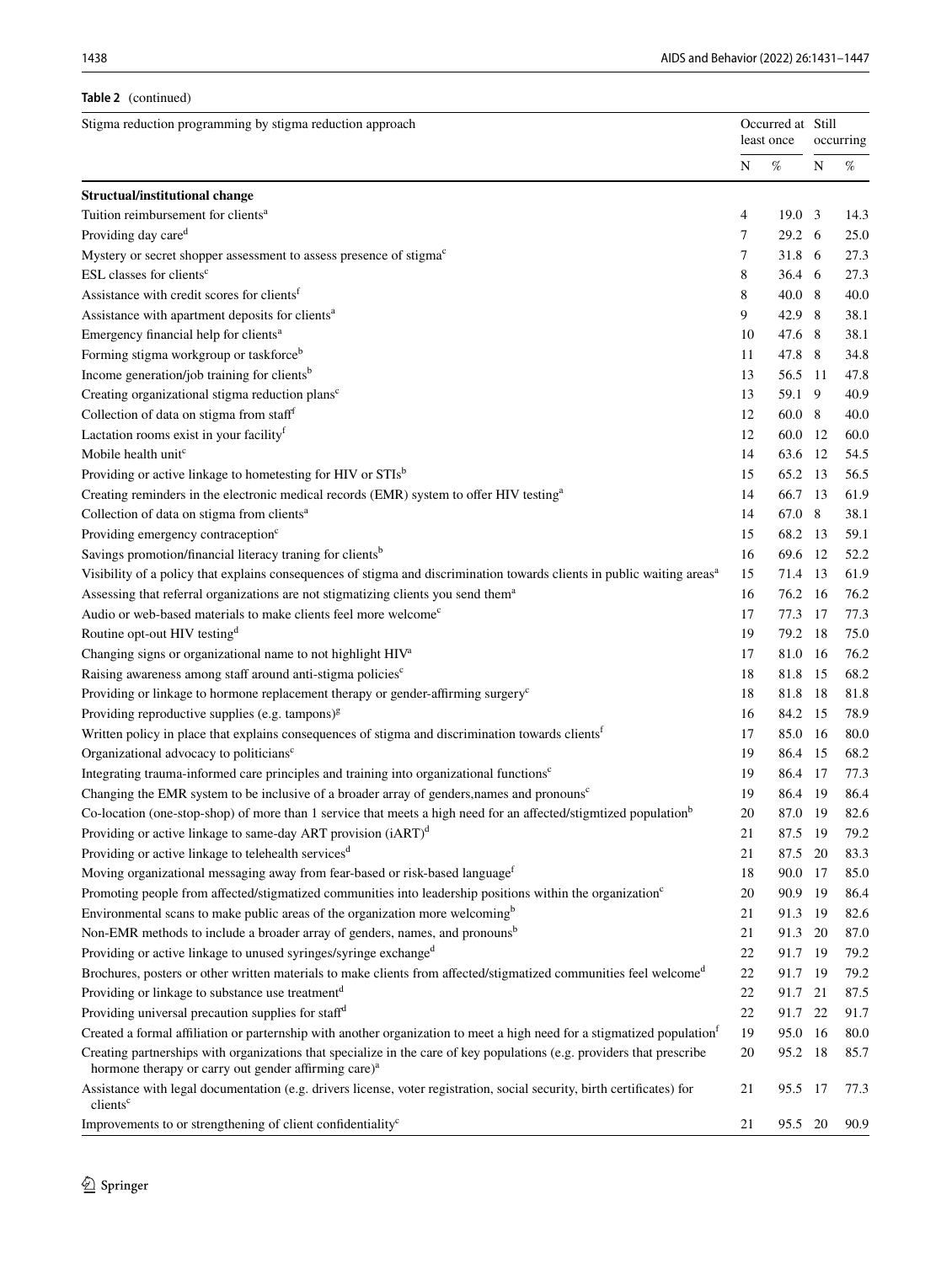**Table 2** (continued)

| Stigma reduction programming by stigma reduction approach | Occurred at least once | | Still occurring | |
|---|---|---|---|---|
| | N | % | N | % |
| **Structural/institutional change** | | | | |
| Tuition reimbursement for clients[a] | 4 | 19.0 | 3 | 14.3 |
| Providing day care[d] | 7 | 29.2 | 6 | 25.0 |
| Mystery or secret shopper assessment to assess presence of stigma[c] | 7 | 31.8 | 6 | 27.3 |
| ESL classes for clients[c] | 8 | 36.4 | 6 | 27.3 |
| Assistance with credit scores for clients[f] | 8 | 40.0 | 8 | 40.0 |
| Assistance with apartment deposits for clients[a] | 9 | 42.9 | 8 | 38.1 |
| Emergency financial help for clients[a] | 10 | 47.6 | 8 | 38.1 |
| Forming stigma workgroup or taskforce[b] | 11 | 47.8 | 8 | 34.8 |
| Income generation/job training for clients[b] | 13 | 56.5 | 11 | 47.8 |
| Creating organizational stigma reduction plans[c] | 13 | 59.1 | 9 | 40.9 |
| Collection of data on stigma from staff[f] | 12 | 60.0 | 8 | 40.0 |
| Lactation rooms exist in your facility[f] | 12 | 60.0 | 12 | 60.0 |
| Mobile health unit[c] | 14 | 63.6 | 12 | 54.5 |
| Providing or active linkage to hometesting for HIV or STIs[b] | 15 | 65.2 | 13 | 56.5 |
| Creating reminders in the electronic medical records (EMR) system to offer HIV testing[a] | 14 | 66.7 | 13 | 61.9 |
| Collection of data on stigma from clients[a] | 14 | 67.0 | 8 | 38.1 |
| Providing emergency contraception[c] | 15 | 68.2 | 13 | 59.1 |
| Savings promotion/financial literacy traning for clients[b] | 16 | 69.6 | 12 | 52.2 |
| Visibility of a policy that explains consequences of stigma and discrimination towards clients in public waiting areas[a] | 15 | 71.4 | 13 | 61.9 |
| Assessing that referral organizations are not stigmatizing clients you send them[a] | 16 | 76.2 | 16 | 76.2 |
| Audio or web-based materials to make clients feel more welcome[c] | 17 | 77.3 | 17 | 77.3 |
| Routine opt-out HIV testing[d] | 19 | 79.2 | 18 | 75.0 |
| Changing signs or organizational name to not highlight HIV[a] | 17 | 81.0 | 16 | 76.2 |
| Raising awareness among staff around anti-stigma policies[c] | 18 | 81.8 | 15 | 68.2 |
| Providing or linkage to hormone replacement therapy or gender-affirming surgery[c] | 18 | 81.8 | 18 | 81.8 |
| Providing reproductive supplies (e.g. tampons)[g] | 16 | 84.2 | 15 | 78.9 |
| Written policy in place that explains consequences of stigma and discrimination towards clients[f] | 17 | 85.0 | 16 | 80.0 |
| Organizational advocacy to politicians[c] | 19 | 86.4 | 15 | 68.2 |
| Integrating trauma-informed care principles and training into organizational functions[c] | 19 | 86.4 | 17 | 77.3 |
| Changing the EMR system to be inclusive of a broader array of genders,names and pronouns[c] | 19 | 86.4 | 19 | 86.4 |
| Co-location (one-stop-shop) of more than 1 service that meets a high need for an affected/stigmtized population[b] | 20 | 87.0 | 19 | 82.6 |
| Providing or active linkage to same-day ART provision (iART)[d] | 21 | 87.5 | 19 | 79.2 |
| Providing or active linkage to telehealth services[d] | 21 | 87.5 | 20 | 83.3 |
| Moving organizational messaging away from fear-based or risk-based language[f] | 18 | 90.0 | 17 | 85.0 |
| Promoting people from affected/stigmatized communities into leadership positions within the organization[c] | 20 | 90.9 | 19 | 86.4 |
| Environmental scans to make public areas of the organization more welcoming[b] | 21 | 91.3 | 19 | 82.6 |
| Non-EMR methods to include a broader array of genders, names, and pronouns[b] | 21 | 91.3 | 20 | 87.0 |
| Providing or active linkage to unused syringes/syringe exchange[d] | 22 | 91.7 | 19 | 79.2 |
| Brochures, posters or other written materials to make clients from affected/stigmatized communities feel welcome[d] | 22 | 91.7 | 19 | 79.2 |
| Providing or linkage to substance use treatment[d] | 22 | 91.7 | 21 | 87.5 |
| Providing universal precaution supplies for staff[d] | 22 | 91.7 | 22 | 91.7 |
| Created a formal affiliation or parternship with another organization to meet a high need for a stigmatized population[f] | 19 | 95.0 | 16 | 80.0 |
| Creating partnerships with organizations that specialize in the care of key populations (e.g. providers that prescribe hormone therapy or carry out gender affirming care)[a] | 20 | 95.2 | 18 | 85.7 |
| Assistance with legal documentation (e.g. drivers license, voter registration, social security, birth certificates) for clients[c] | 21 | 95.5 | 17 | 77.3 |
| Improvements to or strengthening of client confidentiality[c] | 21 | 95.5 | 20 | 90.9 |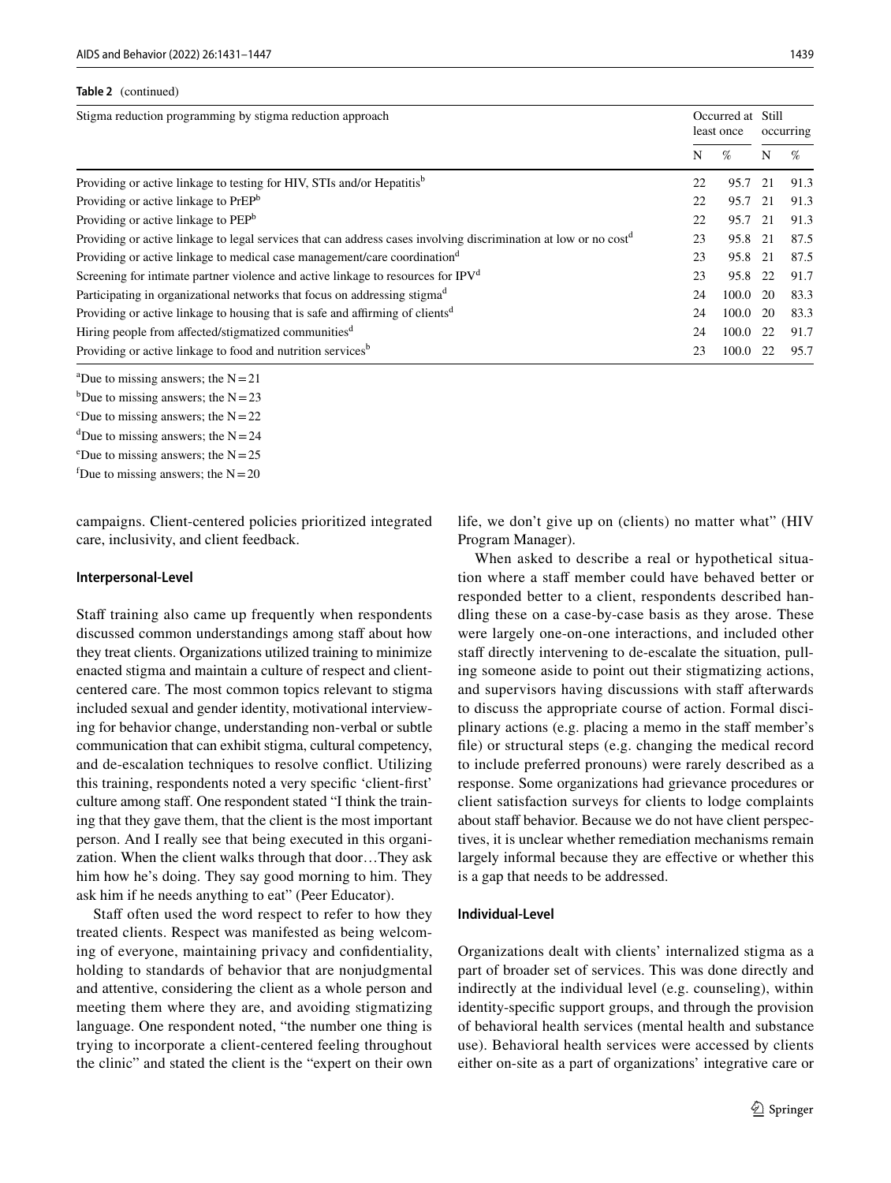**Table 2** (continued)

| Stigma reduction programming by stigma reduction approach | Occurred at least once | | Still occurring | |
|---|---|---|---|---|
| | N | % | N | % |
| Providing or active linkage to testing for HIV, STIs and/or Hepatitis[b] | 22 | 95.7 | 21 | 91.3 |
| Providing or active linkage to PrEP[b] | 22 | 95.7 | 21 | 91.3 |
| Providing or active linkage to PEP[b] | 22 | 95.7 | 21 | 91.3 |
| Providing or active linkage to legal services that can address cases involving discrimination at low or no cost[d] | 23 | 95.8 | 21 | 87.5 |
| Providing or active linkage to medical case management/care coordination[d] | 23 | 95.8 | 21 | 87.5 |
| Screening for intimate partner violence and active linkage to resources for IPV[d] | 23 | 95.8 | 22 | 91.7 |
| Participating in organizational networks that focus on addressing stigma[d] | 24 | 100.0 | 20 | 83.3 |
| Providing or active linkage to housing that is safe and affirming of clients[d] | 24 | 100.0 | 20 | 83.3 |
| Hiring people from affected/stigmatized communities[d] | 24 | 100.0 | 22 | 91.7 |
| Providing or active linkage to food and nutrition services[b] | 23 | 100.0 | 22 | 95.7 |

[a]Due to missing answers; the N = 21

[b]Due to missing answers; the N = 23

[c]Due to missing answers; the N = 22

[d]Due to missing answers; the N = 24

[e]Due to missing answers; the N = 25

[f]Due to missing answers; the N = 20

campaigns. Client-centered policies prioritized integrated care, inclusivity, and client feedback.

#### Interpersonal-Level

Staff training also came up frequently when respondents discussed common understandings among staff about how they treat clients. Organizations utilized training to minimize enacted stigma and maintain a culture of respect and client-centered care. The most common topics relevant to stigma included sexual and gender identity, motivational interviewing for behavior change, understanding non-verbal or subtle communication that can exhibit stigma, cultural competency, and de-escalation techniques to resolve conflict. Utilizing this training, respondents noted a very specific 'client-first' culture among staff. One respondent stated "I think the training that they gave them, that the client is the most important person. And I really see that being executed in this organization. When the client walks through that door…They ask him how he's doing. They say good morning to him. They ask him if he needs anything to eat" (Peer Educator).

Staff often used the word respect to refer to how they treated clients. Respect was manifested as being welcoming of everyone, maintaining privacy and confidentiality, holding to standards of behavior that are nonjudgmental and attentive, considering the client as a whole person and meeting them where they are, and avoiding stigmatizing language. One respondent noted, "the number one thing is trying to incorporate a client-centered feeling throughout the clinic" and stated the client is the "expert on their own life, we don't give up on (clients) no matter what" (HIV Program Manager).

When asked to describe a real or hypothetical situation where a staff member could have behaved better or responded better to a client, respondents described handling these on a case-by-case basis as they arose. These were largely one-on-one interactions, and included other staff directly intervening to de-escalate the situation, pulling someone aside to point out their stigmatizing actions, and supervisors having discussions with staff afterwards to discuss the appropriate course of action. Formal disciplinary actions (e.g. placing a memo in the staff member's file) or structural steps (e.g. changing the medical record to include preferred pronouns) were rarely described as a response. Some organizations had grievance procedures or client satisfaction surveys for clients to lodge complaints about staff behavior. Because we do not have client perspectives, it is unclear whether remediation mechanisms remain largely informal because they are effective or whether this is a gap that needs to be addressed.

#### Individual-Level

Organizations dealt with clients' internalized stigma as a part of broader set of services. This was done directly and indirectly at the individual level (e.g. counseling), within identity-specific support groups, and through the provision of behavioral health services (mental health and substance use). Behavioral health services were accessed by clients either on-site as a part of organizations' integrative care or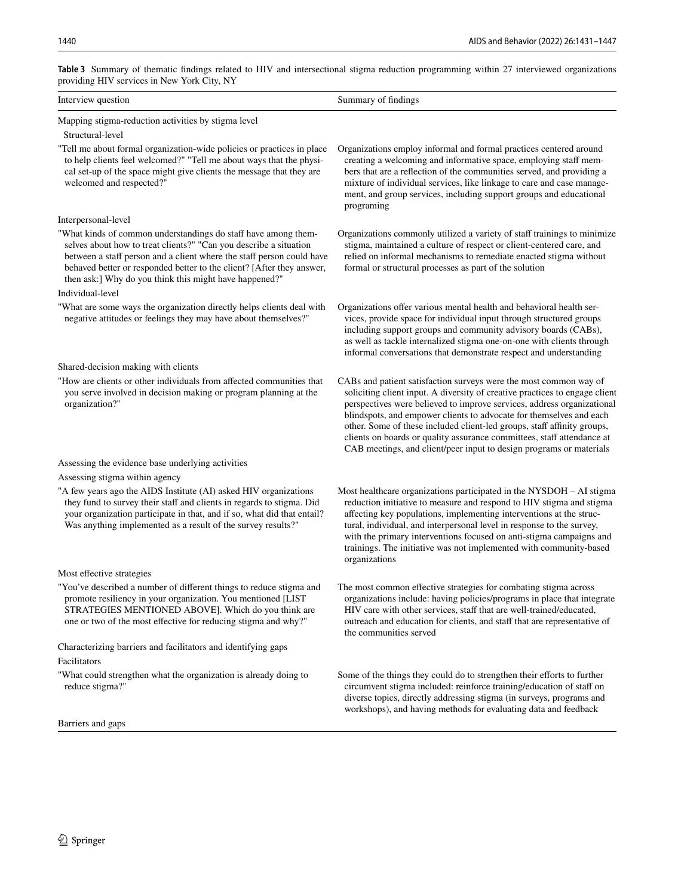**Table 3** Summary of thematic findings related to HIV and intersectional stigma reduction programming within 27 interviewed organizations providing HIV services in New York City, NY

| Interview question | Summary of findings |
|---|---|
| Mapping stigma-reduction activities by stigma level | |
| Structural-level | |
| "Tell me about formal organization-wide policies or practices in place to help clients feel welcomed?" "Tell me about ways that the physical set-up of the space might give clients the message that they are welcomed and respected?" | Organizations employ informal and formal practices centered around creating a welcoming and informative space, employing staff members that are a reflection of the communities served, and providing a mixture of individual services, like linkage to care and case management, and group services, including support groups and educational programing |
| Interpersonal-level | |
| "What kinds of common understandings do staff have among themselves about how to treat clients?" "Can you describe a situation between a staff person and a client where the staff person could have behaved better or responded better to the client? [After they answer, then ask:] Why do you think this might have happened?" | Organizations commonly utilized a variety of staff trainings to minimize stigma, maintained a culture of respect or client-centered care, and relied on informal mechanisms to remediate enacted stigma without formal or structural processes as part of the solution |
| Individual-level | |
| "What are some ways the organization directly helps clients deal with negative attitudes or feelings they may have about themselves?" | Organizations offer various mental health and behavioral health services, provide space for individual input through structured groups including support groups and community advisory boards (CABs), as well as tackle internalized stigma one-on-one with clients through informal conversations that demonstrate respect and understanding |
| Shared-decision making with clients | |
| "How are clients or other individuals from affected communities that you serve involved in decision making or program planning at the organization?" | CABs and patient satisfaction surveys were the most common way of soliciting client input. A diversity of creative practices to engage client perspectives were believed to improve services, address organizational blindspots, and empower clients to advocate for themselves and each other. Some of these included client-led groups, staff affinity groups, clients on boards or quality assurance committees, staff attendance at CAB meetings, and client/peer input to design programs or materials |
| Assessing the evidence base underlying activities | |
| Assessing stigma within agency | |
| "A few years ago the AIDS Institute (AI) asked HIV organizations they fund to survey their staff and clients in regards to stigma. Did your organization participate in that, and if so, what did that entail? Was anything implemented as a result of the survey results?" | Most healthcare organizations participated in the NYSDOH – AI stigma reduction initiative to measure and respond to HIV stigma and stigma affecting key populations, implementing interventions at the structural, individual, and interpersonal level in response to the survey, with the primary interventions focused on anti-stigma campaigns and trainings. The initiative was not implemented with community-based organizations |
| Most effective strategies | |
| "You've described a number of different things to reduce stigma and promote resiliency in your organization. You mentioned [LIST STRATEGIES MENTIONED ABOVE]. Which do you think are one or two of the most effective for reducing stigma and why?" | The most common effective strategies for combating stigma across organizations include: having policies/programs in place that integrate HIV care with other services, staff that are well-trained/educated, outreach and education for clients, and staff that are representative of the communities served |
| Characterizing barriers and facilitators and identifying gaps | |
| Facilitators | |
| "What could strengthen what the organization is already doing to reduce stigma?" | Some of the things they could do to strengthen their efforts to further circumvent stigma included: reinforce training/education of staff on diverse topics, directly addressing stigma (in surveys, programs and workshops), and having methods for evaluating data and feedback |
| Barriers and gaps | |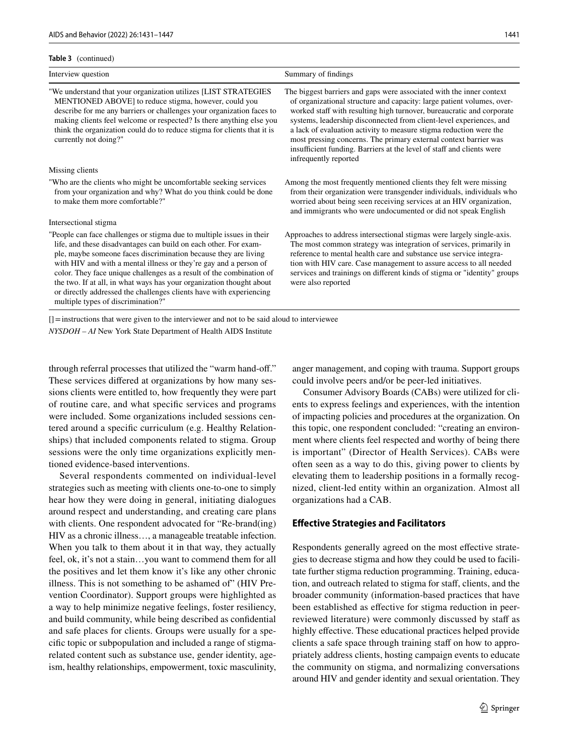**Table 3** (continued)

| Interview question | Summary of findings |
|---|---|
| "We understand that your organization utilizes [LIST STRATEGIES MENTIONED ABOVE] to reduce stigma, however, could you describe for me any barriers or challenges your organization faces to making clients feel welcome or respected? Is there anything else you think the organization could do to reduce stigma for clients that it is currently not doing?" | The biggest barriers and gaps were associated with the inner context of organizational structure and capacity: large patient volumes, overworked staff with resulting high turnover, bureaucratic and corporate systems, leadership disconnected from client-level experiences, and a lack of evaluation activity to measure stigma reduction were the most pressing concerns. The primary external context barrier was insufficient funding. Barriers at the level of staff and clients were infrequently reported |
| Missing clients | |
| "Who are the clients who might be uncomfortable seeking services from your organization and why? What do you think could be done to make them more comfortable?" | Among the most frequently mentioned clients they felt were missing from their organization were transgender individuals, individuals who worried about being seen receiving services at an HIV organization, and immigrants who were undocumented or did not speak English |
| Intersectional stigma | |
| "People can face challenges or stigma due to multiple issues in their life, and these disadvantages can build on each other. For example, maybe someone faces discrimination because they are living with HIV and with a mental illness or they're gay and a person of color. They face unique challenges as a result of the combination of the two. If at all, in what ways has your organization thought about or directly addressed the challenges clients have with experiencing multiple types of discrimination?" | Approaches to address intersectional stigmas were largely single-axis. The most common strategy was integration of services, primarily in reference to mental health care and substance use service integration with HIV care. Case management to assure access to all needed services and trainings on different kinds of stigma or "identity" groups were also reported |

[] = instructions that were given to the interviewer and not to be said aloud to interviewee

*NYSDOH – AI* New York State Department of Health AIDS Institute

through referral processes that utilized the "warm hand-off." These services differed at organizations by how many sessions clients were entitled to, how frequently they were part of routine care, and what specific services and programs were included. Some organizations included sessions centered around a specific curriculum (e.g. Healthy Relationships) that included components related to stigma. Group sessions were the only time organizations explicitly mentioned evidence-based interventions.

Several respondents commented on individual-level strategies such as meeting with clients one-to-one to simply hear how they were doing in general, initiating dialogues around respect and understanding, and creating care plans with clients. One respondent advocated for "Re-brand(ing) HIV as a chronic illness…, a manageable treatable infection. When you talk to them about it in that way, they actually feel, ok, it's not a stain…you want to commend them for all the positives and let them know it's like any other chronic illness. This is not something to be ashamed of" (HIV Prevention Coordinator). Support groups were highlighted as a way to help minimize negative feelings, foster resiliency, and build community, while being described as confidential and safe places for clients. Groups were usually for a specific topic or subpopulation and included a range of stigma-related content such as substance use, gender identity, ageism, healthy relationships, empowerment, toxic masculinity, anger management, and coping with trauma. Support groups could involve peers and/or be peer-led initiatives.

Consumer Advisory Boards (CABs) were utilized for clients to express feelings and experiences, with the intention of impacting policies and procedures at the organization. On this topic, one respondent concluded: "creating an environment where clients feel respected and worthy of being there is important" (Director of Health Services). CABs were often seen as a way to do this, giving power to clients by elevating them to leadership positions in a formally recognized, client-led entity within an organization. Almost all organizations had a CAB.

### Effective Strategies and Facilitators

Respondents generally agreed on the most effective strategies to decrease stigma and how they could be used to facilitate further stigma reduction programming. Training, education, and outreach related to stigma for staff, clients, and the broader community (information-based practices that have been established as effective for stigma reduction in peer-reviewed literature) were commonly discussed by staff as highly effective. These educational practices helped provide clients a safe space through training staff on how to appropriately address clients, hosting campaign events to educate the community on stigma, and normalizing conversations around HIV and gender identity and sexual orientation. They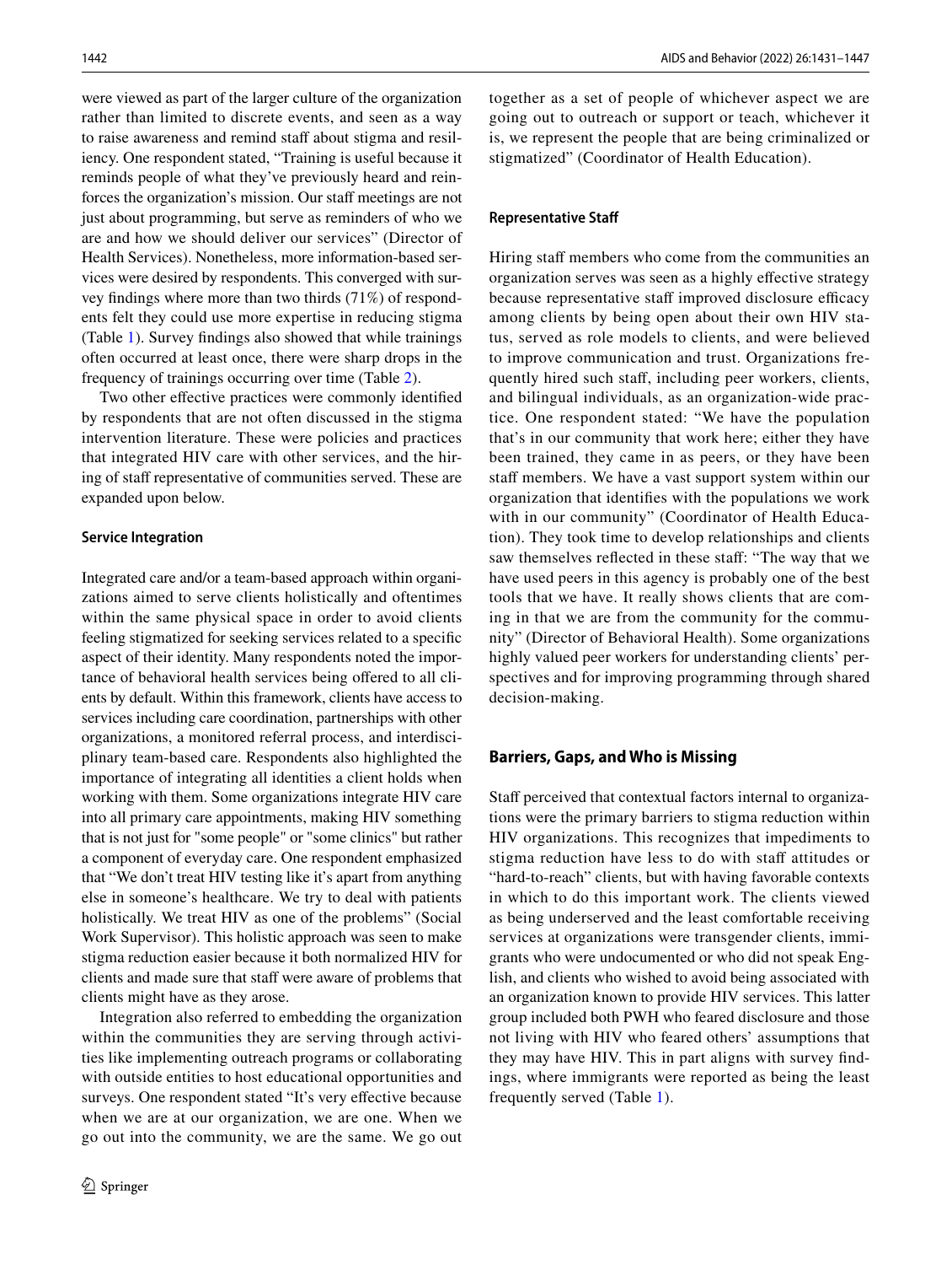were viewed as part of the larger culture of the organization rather than limited to discrete events, and seen as a way to raise awareness and remind staff about stigma and resiliency. One respondent stated, "Training is useful because it reminds people of what they've previously heard and reinforces the organization's mission. Our staff meetings are not just about programming, but serve as reminders of who we are and how we should deliver our services" (Director of Health Services). Nonetheless, more information-based services were desired by respondents. This converged with survey findings where more than two thirds (71%) of respondents felt they could use more expertise in reducing stigma (Table 1). Survey findings also showed that while trainings often occurred at least once, there were sharp drops in the frequency of trainings occurring over time (Table 2).

Two other effective practices were commonly identified by respondents that are not often discussed in the stigma intervention literature. These were policies and practices that integrated HIV care with other services, and the hiring of staff representative of communities served. These are expanded upon below.

#### Service Integration

Integrated care and/or a team-based approach within organizations aimed to serve clients holistically and oftentimes within the same physical space in order to avoid clients feeling stigmatized for seeking services related to a specific aspect of their identity. Many respondents noted the importance of behavioral health services being offered to all clients by default. Within this framework, clients have access to services including care coordination, partnerships with other organizations, a monitored referral process, and interdisciplinary team-based care. Respondents also highlighted the importance of integrating all identities a client holds when working with them. Some organizations integrate HIV care into all primary care appointments, making HIV something that is not just for "some people" or "some clinics" but rather a component of everyday care. One respondent emphasized that "We don't treat HIV testing like it's apart from anything else in someone's healthcare. We try to deal with patients holistically. We treat HIV as one of the problems" (Social Work Supervisor). This holistic approach was seen to make stigma reduction easier because it both normalized HIV for clients and made sure that staff were aware of problems that clients might have as they arose.

Integration also referred to embedding the organization within the communities they are serving through activities like implementing outreach programs or collaborating with outside entities to host educational opportunities and surveys. One respondent stated "It's very effective because when we are at our organization, we are one. When we go out into the community, we are the same. We go out together as a set of people of whichever aspect we are going out to outreach or support or teach, whichever it is, we represent the people that are being criminalized or stigmatized" (Coordinator of Health Education).

#### Representative Staff

Hiring staff members who come from the communities an organization serves was seen as a highly effective strategy because representative staff improved disclosure efficacy among clients by being open about their own HIV status, served as role models to clients, and were believed to improve communication and trust. Organizations frequently hired such staff, including peer workers, clients, and bilingual individuals, as an organization-wide practice. One respondent stated: "We have the population that's in our community that work here; either they have been trained, they came in as peers, or they have been staff members. We have a vast support system within our organization that identifies with the populations we work with in our community" (Coordinator of Health Education). They took time to develop relationships and clients saw themselves reflected in these staff: "The way that we have used peers in this agency is probably one of the best tools that we have. It really shows clients that are coming in that we are from the community for the community" (Director of Behavioral Health). Some organizations highly valued peer workers for understanding clients' perspectives and for improving programming through shared decision-making.

### Barriers, Gaps, and Who is Missing

Staff perceived that contextual factors internal to organizations were the primary barriers to stigma reduction within HIV organizations. This recognizes that impediments to stigma reduction have less to do with staff attitudes or "hard-to-reach" clients, but with having favorable contexts in which to do this important work. The clients viewed as being underserved and the least comfortable receiving services at organizations were transgender clients, immigrants who were undocumented or who did not speak English, and clients who wished to avoid being associated with an organization known to provide HIV services. This latter group included both PWH who feared disclosure and those not living with HIV who feared others' assumptions that they may have HIV. This in part aligns with survey findings, where immigrants were reported as being the least frequently served (Table 1).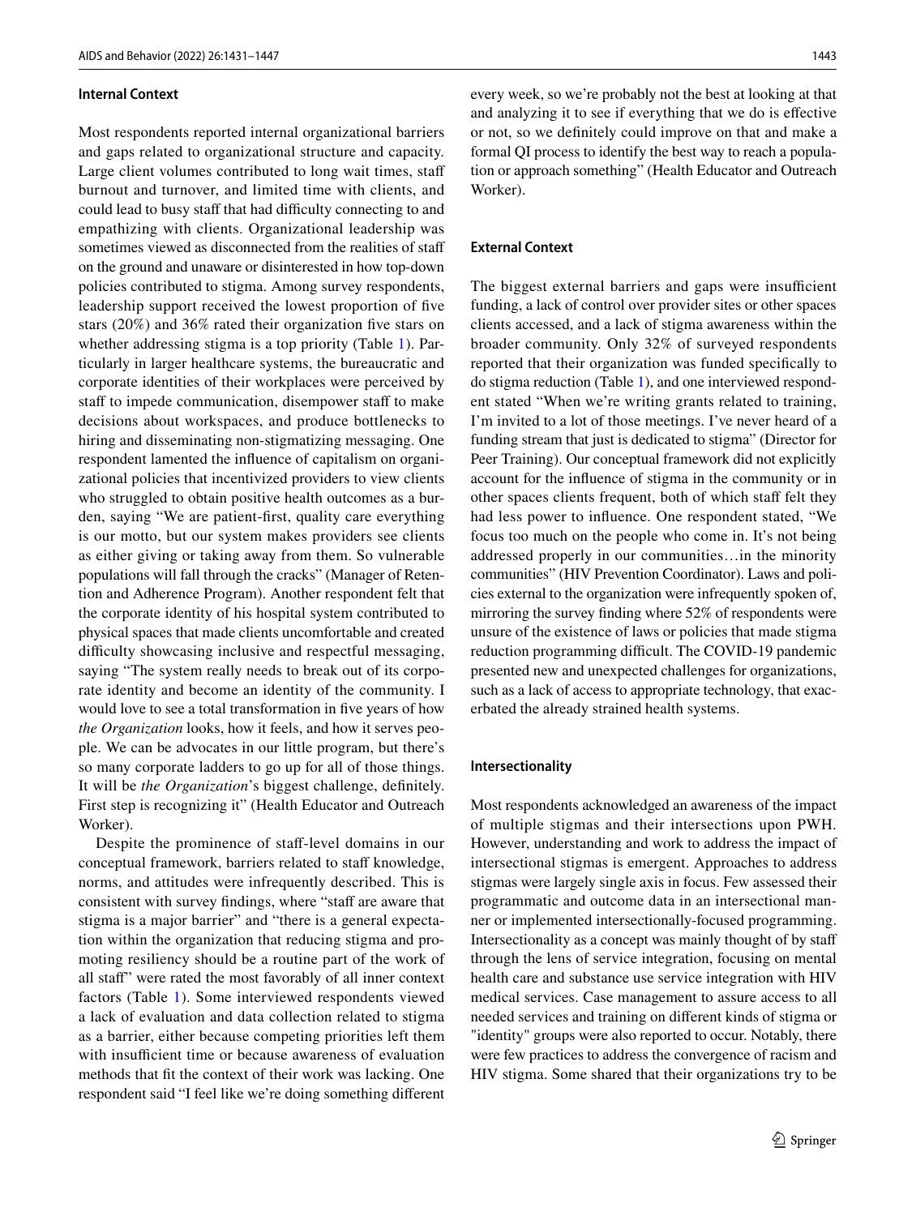#### Internal Context

Most respondents reported internal organizational barriers and gaps related to organizational structure and capacity. Large client volumes contributed to long wait times, staff burnout and turnover, and limited time with clients, and could lead to busy staff that had difficulty connecting to and empathizing with clients. Organizational leadership was sometimes viewed as disconnected from the realities of staff on the ground and unaware or disinterested in how top-down policies contributed to stigma. Among survey respondents, leadership support received the lowest proportion of five stars (20%) and 36% rated their organization five stars on whether addressing stigma is a top priority (Table 1). Particularly in larger healthcare systems, the bureaucratic and corporate identities of their workplaces were perceived by staff to impede communication, disempower staff to make decisions about workspaces, and produce bottlenecks to hiring and disseminating non-stigmatizing messaging. One respondent lamented the influence of capitalism on organizational policies that incentivized providers to view clients who struggled to obtain positive health outcomes as a burden, saying "We are patient-first, quality care everything is our motto, but our system makes providers see clients as either giving or taking away from them. So vulnerable populations will fall through the cracks" (Manager of Retention and Adherence Program). Another respondent felt that the corporate identity of his hospital system contributed to physical spaces that made clients uncomfortable and created difficulty showcasing inclusive and respectful messaging, saying "The system really needs to break out of its corporate identity and become an identity of the community. I would love to see a total transformation in five years of how *the Organization* looks, how it feels, and how it serves people. We can be advocates in our little program, but there's so many corporate ladders to go up for all of those things. It will be *the Organization*'s biggest challenge, definitely. First step is recognizing it" (Health Educator and Outreach Worker).

Despite the prominence of staff-level domains in our conceptual framework, barriers related to staff knowledge, norms, and attitudes were infrequently described. This is consistent with survey findings, where "staff are aware that stigma is a major barrier" and "there is a general expectation within the organization that reducing stigma and promoting resiliency should be a routine part of the work of all staff" were rated the most favorably of all inner context factors (Table 1). Some interviewed respondents viewed a lack of evaluation and data collection related to stigma as a barrier, either because competing priorities left them with insufficient time or because awareness of evaluation methods that fit the context of their work was lacking. One respondent said "I feel like we're doing something different every week, so we're probably not the best at looking at that and analyzing it to see if everything that we do is effective or not, so we definitely could improve on that and make a formal QI process to identify the best way to reach a population or approach something" (Health Educator and Outreach Worker).

#### External Context

The biggest external barriers and gaps were insufficient funding, a lack of control over provider sites or other spaces clients accessed, and a lack of stigma awareness within the broader community. Only 32% of surveyed respondents reported that their organization was funded specifically to do stigma reduction (Table 1), and one interviewed respondent stated "When we're writing grants related to training, I'm invited to a lot of those meetings. I've never heard of a funding stream that just is dedicated to stigma" (Director for Peer Training). Our conceptual framework did not explicitly account for the influence of stigma in the community or in other spaces clients frequent, both of which staff felt they had less power to influence. One respondent stated, "We focus too much on the people who come in. It's not being addressed properly in our communities…in the minority communities" (HIV Prevention Coordinator). Laws and policies external to the organization were infrequently spoken of, mirroring the survey finding where 52% of respondents were unsure of the existence of laws or policies that made stigma reduction programming difficult. The COVID-19 pandemic presented new and unexpected challenges for organizations, such as a lack of access to appropriate technology, that exacerbated the already strained health systems.

#### Intersectionality

Most respondents acknowledged an awareness of the impact of multiple stigmas and their intersections upon PWH. However, understanding and work to address the impact of intersectional stigmas is emergent. Approaches to address stigmas were largely single axis in focus. Few assessed their programmatic and outcome data in an intersectional manner or implemented intersectionally-focused programming. Intersectionality as a concept was mainly thought of by staff through the lens of service integration, focusing on mental health care and substance use service integration with HIV medical services. Case management to assure access to all needed services and training on different kinds of stigma or "identity" groups were also reported to occur. Notably, there were few practices to address the convergence of racism and HIV stigma. Some shared that their organizations try to be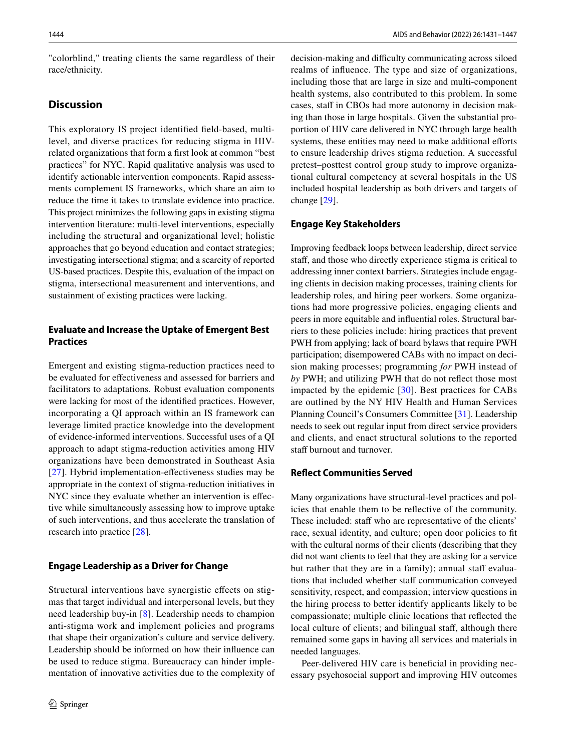"colorblind," treating clients the same regardless of their race/ethnicity.

## Discussion

This exploratory IS project identified field-based, multi-level, and diverse practices for reducing stigma in HIV-related organizations that form a first look at common "best practices" for NYC. Rapid qualitative analysis was used to identify actionable intervention components. Rapid assessments complement IS frameworks, which share an aim to reduce the time it takes to translate evidence into practice. This project minimizes the following gaps in existing stigma intervention literature: multi-level interventions, especially including the structural and organizational level; holistic approaches that go beyond education and contact strategies; investigating intersectional stigma; and a scarcity of reported US-based practices. Despite this, evaluation of the impact on stigma, intersectional measurement and interventions, and sustainment of existing practices were lacking.

### Evaluate and Increase the Uptake of Emergent Best Practices

Emergent and existing stigma-reduction practices need to be evaluated for effectiveness and assessed for barriers and facilitators to adaptations. Robust evaluation components were lacking for most of the identified practices. However, incorporating a QI approach within an IS framework can leverage limited practice knowledge into the development of evidence-informed interventions. Successful uses of a QI approach to adapt stigma-reduction activities among HIV organizations have been demonstrated in Southeast Asia [27]. Hybrid implementation-effectiveness studies may be appropriate in the context of stigma-reduction initiatives in NYC since they evaluate whether an intervention is effective while simultaneously assessing how to improve uptake of such interventions, and thus accelerate the translation of research into practice [28].

### Engage Leadership as a Driver for Change

Structural interventions have synergistic effects on stigmas that target individual and interpersonal levels, but they need leadership buy-in [8]. Leadership needs to champion anti-stigma work and implement policies and programs that shape their organization's culture and service delivery. Leadership should be informed on how their influence can be used to reduce stigma. Bureaucracy can hinder implementation of innovative activities due to the complexity of decision-making and difficulty communicating across siloed realms of influence. The type and size of organizations, including those that are large in size and multi-component health systems, also contributed to this problem. In some cases, staff in CBOs had more autonomy in decision making than those in large hospitals. Given the substantial proportion of HIV care delivered in NYC through large health systems, these entities may need to make additional efforts to ensure leadership drives stigma reduction. A successful pretest–posttest control group study to improve organizational cultural competency at several hospitals in the US included hospital leadership as both drivers and targets of change [29].

### Engage Key Stakeholders

Improving feedback loops between leadership, direct service staff, and those who directly experience stigma is critical to addressing inner context barriers. Strategies include engaging clients in decision making processes, training clients for leadership roles, and hiring peer workers. Some organizations had more progressive policies, engaging clients and peers in more equitable and influential roles. Structural barriers to these policies include: hiring practices that prevent PWH from applying; lack of board bylaws that require PWH participation; disempowered CABs with no impact on decision making processes; programming *for* PWH instead of *by* PWH; and utilizing PWH that do not reflect those most impacted by the epidemic [30]. Best practices for CABs are outlined by the NY HIV Health and Human Services Planning Council's Consumers Committee [31]. Leadership needs to seek out regular input from direct service providers and clients, and enact structural solutions to the reported staff burnout and turnover.

### Reflect Communities Served

Many organizations have structural-level practices and policies that enable them to be reflective of the community. These included: staff who are representative of the clients' race, sexual identity, and culture; open door policies to fit with the cultural norms of their clients (describing that they did not want clients to feel that they are asking for a service but rather that they are in a family); annual staff evaluations that included whether staff communication conveyed sensitivity, respect, and compassion; interview questions in the hiring process to better identify applicants likely to be compassionate; multiple clinic locations that reflected the local culture of clients; and bilingual staff, although there remained some gaps in having all services and materials in needed languages.

Peer-delivered HIV care is beneficial in providing necessary psychosocial support and improving HIV outcomes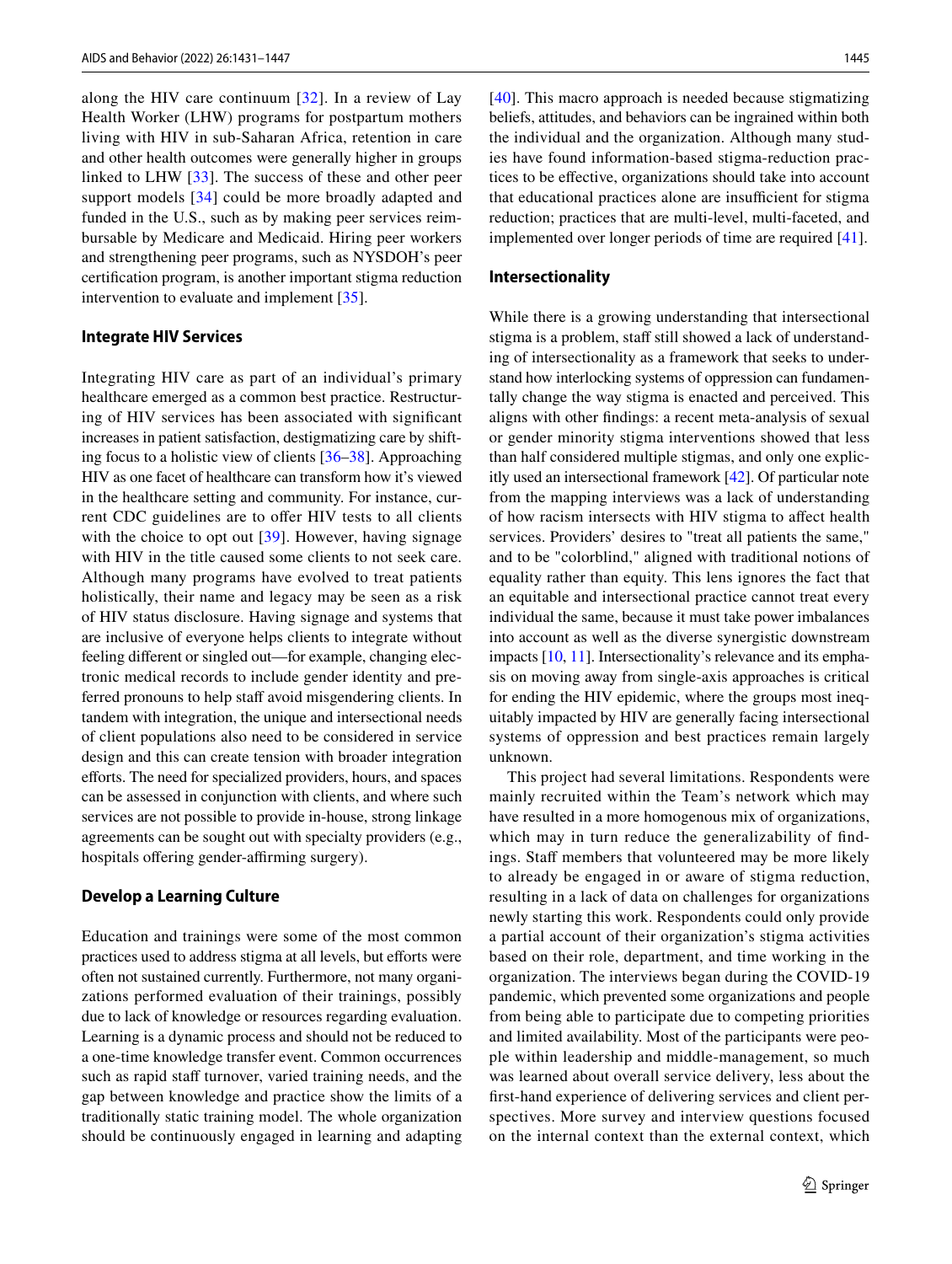along the HIV care continuum [32]. In a review of Lay Health Worker (LHW) programs for postpartum mothers living with HIV in sub-Saharan Africa, retention in care and other health outcomes were generally higher in groups linked to LHW [33]. The success of these and other peer support models [34] could be more broadly adapted and funded in the U.S., such as by making peer services reimbursable by Medicare and Medicaid. Hiring peer workers and strengthening peer programs, such as NYSDOH's peer certification program, is another important stigma reduction intervention to evaluate and implement [35].

### Integrate HIV Services

Integrating HIV care as part of an individual's primary healthcare emerged as a common best practice. Restructuring of HIV services has been associated with significant increases in patient satisfaction, destigmatizing care by shifting focus to a holistic view of clients [36–38]. Approaching HIV as one facet of healthcare can transform how it's viewed in the healthcare setting and community. For instance, current CDC guidelines are to offer HIV tests to all clients with the choice to opt out [39]. However, having signage with HIV in the title caused some clients to not seek care. Although many programs have evolved to treat patients holistically, their name and legacy may be seen as a risk of HIV status disclosure. Having signage and systems that are inclusive of everyone helps clients to integrate without feeling different or singled out—for example, changing electronic medical records to include gender identity and preferred pronouns to help staff avoid misgendering clients. In tandem with integration, the unique and intersectional needs of client populations also need to be considered in service design and this can create tension with broader integration efforts. The need for specialized providers, hours, and spaces can be assessed in conjunction with clients, and where such services are not possible to provide in-house, strong linkage agreements can be sought out with specialty providers (e.g., hospitals offering gender-affirming surgery).

### Develop a Learning Culture

Education and trainings were some of the most common practices used to address stigma at all levels, but efforts were often not sustained currently. Furthermore, not many organizations performed evaluation of their trainings, possibly due to lack of knowledge or resources regarding evaluation. Learning is a dynamic process and should not be reduced to a one-time knowledge transfer event. Common occurrences such as rapid staff turnover, varied training needs, and the gap between knowledge and practice show the limits of a traditionally static training model. The whole organization should be continuously engaged in learning and adapting [40]. This macro approach is needed because stigmatizing beliefs, attitudes, and behaviors can be ingrained within both the individual and the organization. Although many studies have found information-based stigma-reduction practices to be effective, organizations should take into account that educational practices alone are insufficient for stigma reduction; practices that are multi-level, multi-faceted, and implemented over longer periods of time are required [41].

### Intersectionality

While there is a growing understanding that intersectional stigma is a problem, staff still showed a lack of understanding of intersectionality as a framework that seeks to understand how interlocking systems of oppression can fundamentally change the way stigma is enacted and perceived. This aligns with other findings: a recent meta-analysis of sexual or gender minority stigma interventions showed that less than half considered multiple stigmas, and only one explicitly used an intersectional framework [42]. Of particular note from the mapping interviews was a lack of understanding of how racism intersects with HIV stigma to affect health services. Providers' desires to "treat all patients the same," and to be "colorblind," aligned with traditional notions of equality rather than equity. This lens ignores the fact that an equitable and intersectional practice cannot treat every individual the same, because it must take power imbalances into account as well as the diverse synergistic downstream impacts [10, 11]. Intersectionality's relevance and its emphasis on moving away from single-axis approaches is critical for ending the HIV epidemic, where the groups most inequitably impacted by HIV are generally facing intersectional systems of oppression and best practices remain largely unknown.

This project had several limitations. Respondents were mainly recruited within the Team's network which may have resulted in a more homogenous mix of organizations, which may in turn reduce the generalizability of findings. Staff members that volunteered may be more likely to already be engaged in or aware of stigma reduction, resulting in a lack of data on challenges for organizations newly starting this work. Respondents could only provide a partial account of their organization's stigma activities based on their role, department, and time working in the organization. The interviews began during the COVID-19 pandemic, which prevented some organizations and people from being able to participate due to competing priorities and limited availability. Most of the participants were people within leadership and middle-management, so much was learned about overall service delivery, less about the first-hand experience of delivering services and client perspectives. More survey and interview questions focused on the internal context than the external context, which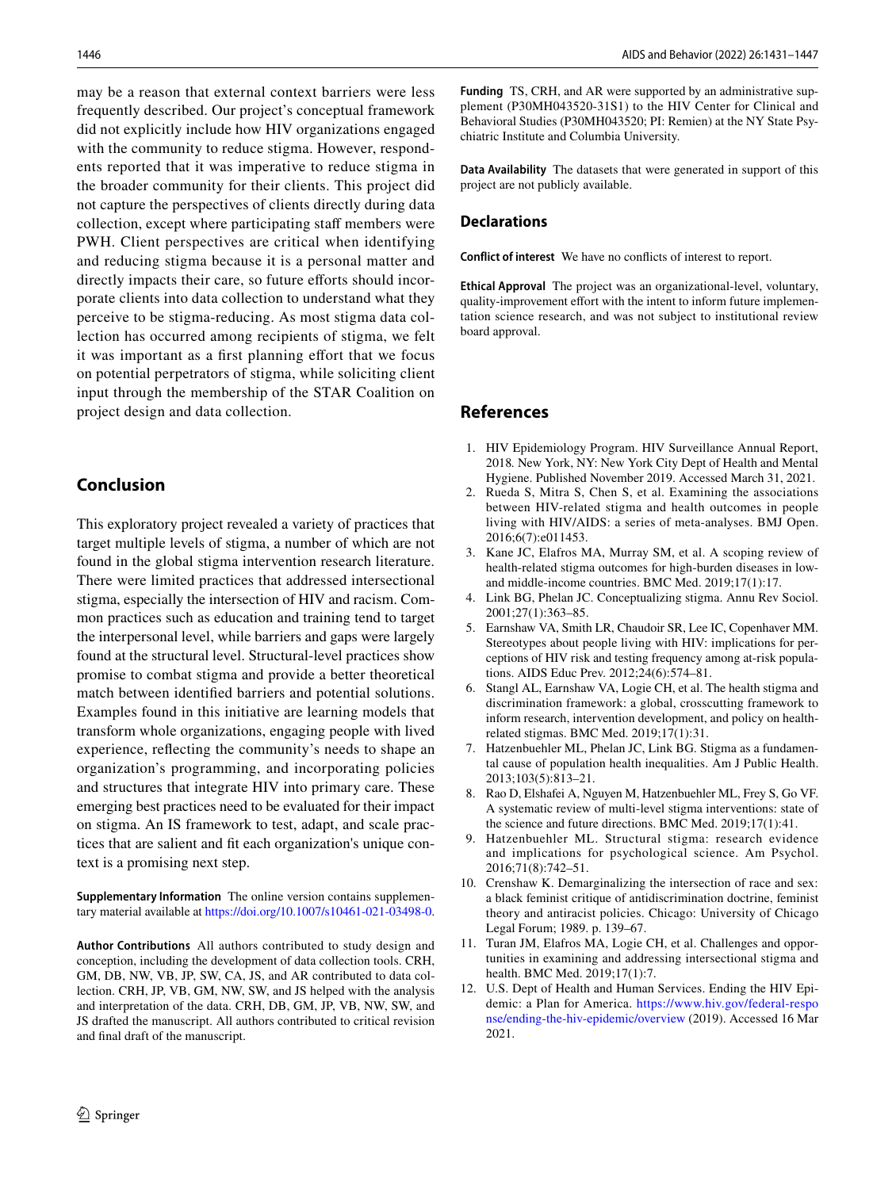may be a reason that external context barriers were less frequently described. Our project's conceptual framework did not explicitly include how HIV organizations engaged with the community to reduce stigma. However, respondents reported that it was imperative to reduce stigma in the broader community for their clients. This project did not capture the perspectives of clients directly during data collection, except where participating staff members were PWH. Client perspectives are critical when identifying and reducing stigma because it is a personal matter and directly impacts their care, so future efforts should incorporate clients into data collection to understand what they perceive to be stigma-reducing. As most stigma data collection has occurred among recipients of stigma, we felt it was important as a first planning effort that we focus on potential perpetrators of stigma, while soliciting client input through the membership of the STAR Coalition on project design and data collection.

## Conclusion

This exploratory project revealed a variety of practices that target multiple levels of stigma, a number of which are not found in the global stigma intervention research literature. There were limited practices that addressed intersectional stigma, especially the intersection of HIV and racism. Common practices such as education and training tend to target the interpersonal level, while barriers and gaps were largely found at the structural level. Structural-level practices show promise to combat stigma and provide a better theoretical match between identified barriers and potential solutions. Examples found in this initiative are learning models that transform whole organizations, engaging people with lived experience, reflecting the community's needs to shape an organization's programming, and incorporating policies and structures that integrate HIV into primary care. These emerging best practices need to be evaluated for their impact on stigma. An IS framework to test, adapt, and scale practices that are salient and fit each organization's unique context is a promising next step.

**Supplementary Information** The online version contains supplementary material available at https://doi.org/10.1007/s10461-021-03498-0.

**Author Contributions** All authors contributed to study design and conception, including the development of data collection tools. CRH, GM, DB, NW, VB, JP, SW, CA, JS, and AR contributed to data collection. CRH, JP, VB, GM, NW, SW, and JS helped with the analysis and interpretation of the data. CRH, DB, GM, JP, VB, NW, SW, and JS drafted the manuscript. All authors contributed to critical revision and final draft of the manuscript.

**Funding** TS, CRH, and AR were supported by an administrative supplement (P30MH043520-31S1) to the HIV Center for Clinical and Behavioral Studies (P30MH043520; PI: Remien) at the NY State Psychiatric Institute and Columbia University.

**Data Availability** The datasets that were generated in support of this project are not publicly available.

## Declarations

**Conflict of interest** We have no conflicts of interest to report.

**Ethical Approval** The project was an organizational-level, voluntary, quality-improvement effort with the intent to inform future implementation science research, and was not subject to institutional review board approval.

## References

1. HIV Epidemiology Program. HIV Surveillance Annual Report, 2018. New York, NY: New York City Dept of Health and Mental Hygiene. Published November 2019. Accessed March 31, 2021.
2. Rueda S, Mitra S, Chen S, et al. Examining the associations between HIV-related stigma and health outcomes in people living with HIV/AIDS: a series of meta-analyses. BMJ Open. 2016;6(7):e011453.
3. Kane JC, Elafros MA, Murray SM, et al. A scoping review of health-related stigma outcomes for high-burden diseases in low- and middle-income countries. BMC Med. 2019;17(1):17.
4. Link BG, Phelan JC. Conceptualizing stigma. Annu Rev Sociol. 2001;27(1):363–85.
5. Earnshaw VA, Smith LR, Chaudoir SR, Lee IC, Copenhaver MM. Stereotypes about people living with HIV: implications for perceptions of HIV risk and testing frequency among at-risk populations. AIDS Educ Prev. 2012;24(6):574–81.
6. Stangl AL, Earnshaw VA, Logie CH, et al. The health stigma and discrimination framework: a global, crosscutting framework to inform research, intervention development, and policy on health-related stigmas. BMC Med. 2019;17(1):31.
7. Hatzenbuehler ML, Phelan JC, Link BG. Stigma as a fundamental cause of population health inequalities. Am J Public Health. 2013;103(5):813–21.
8. Rao D, Elshafei A, Nguyen M, Hatzenbuehler ML, Frey S, Go VF. A systematic review of multi-level stigma interventions: state of the science and future directions. BMC Med. 2019;17(1):41.
9. Hatzenbuehler ML. Structural stigma: research evidence and implications for psychological science. Am Psychol. 2016;71(8):742–51.
10. Crenshaw K. Demarginalizing the intersection of race and sex: a black feminist critique of antidiscrimination doctrine, feminist theory and antiracist policies. Chicago: University of Chicago Legal Forum; 1989. p. 139–67.
11. Turan JM, Elafros MA, Logie CH, et al. Challenges and opportunities in examining and addressing intersectional stigma and health. BMC Med. 2019;17(1):7.
12. U.S. Dept of Health and Human Services. Ending the HIV Epidemic: a Plan for America. https://www.hiv.gov/federal-response/ending-the-hiv-epidemic/overview (2019). Accessed 16 Mar 2021.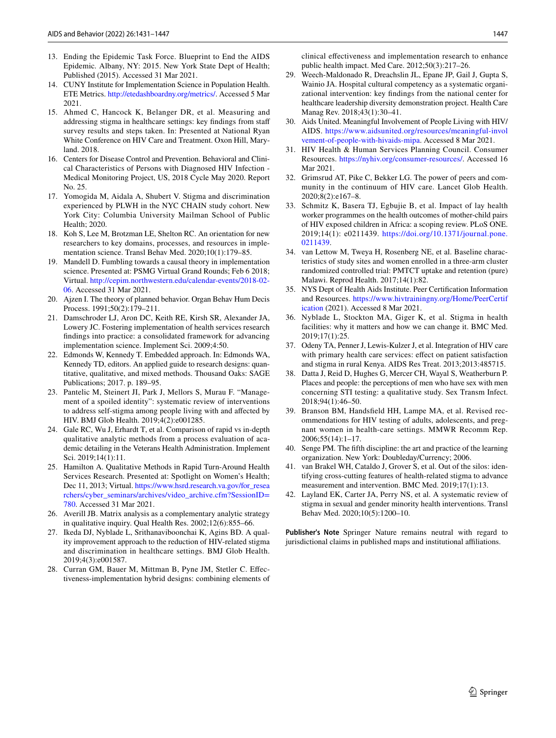13. Ending the Epidemic Task Force. Blueprint to End the AIDS Epidemic. Albany, NY: 2015. New York State Dept of Health; Published (2015). Accessed 31 Mar 2021.
14. CUNY Institute for Implementation Science in Population Health. ETE Metrics. http://etedashboardny.org/metrics/. Accessed 5 Mar 2021.
15. Ahmed C, Hancock K, Belanger DR, et al. Measuring and addressing stigma in healthcare settings: key findings from staff survey results and steps taken. In: Presented at National Ryan White Conference on HIV Care and Treatment. Oxon Hill, Maryland. 2018.
16. Centers for Disease Control and Prevention. Behavioral and Clinical Characteristics of Persons with Diagnosed HIV Infection - Medical Monitoring Project, US, 2018 Cycle May 2020. Report No. 25.
17. Yomogida M, Aidala A, Shubert V. Stigma and discrimination experienced by PLWH in the NYC CHAIN study cohort. New York City: Columbia University Mailman School of Public Health; 2020.
18. Koh S, Lee M, Brotzman LE, Shelton RC. An orientation for new researchers to key domains, processes, and resources in implementation science. Transl Behav Med. 2020;10(1):179–85.
19. Mandell D. Fumbling towards a causal theory in implementation science. Presented at: PSMG Virtual Grand Rounds; Feb 6 2018; Virtual. http://cepim.northwestern.edu/calendar-events/2018-02-06. Accessed 31 Mar 2021.
20. Ajzen I. The theory of planned behavior. Organ Behav Hum Decis Process. 1991;50(2):179–211.
21. Damschroder LJ, Aron DC, Keith RE, Kirsh SR, Alexander JA, Lowery JC. Fostering implementation of health services research findings into practice: a consolidated framework for advancing implementation science. Implement Sci. 2009;4:50.
22. Edmonds W, Kennedy T. Embedded approach. In: Edmonds WA, Kennedy TD, editors. An applied guide to research designs: quantitative, qualitative, and mixed methods. Thousand Oaks: SAGE Publications; 2017. p. 189–95.
23. Pantelic M, Steinert JI, Park J, Mellors S, Murau F. "Management of a spoiled identity": systematic review of interventions to address self-stigma among people living with and affected by HIV. BMJ Glob Health. 2019;4(2):e001285.
24. Gale RC, Wu J, Erhardt T, et al. Comparison of rapid vs in-depth qualitative analytic methods from a process evaluation of academic detailing in the Veterans Health Administration. Implement Sci. 2019;14(1):11.
25. Hamilton A. Qualitative Methods in Rapid Turn-Around Health Services Research. Presented at: Spotlight on Women's Health; Dec 11, 2013; Virtual. https://www.hsrd.research.va.gov/for_researchers/cyber_seminars/archives/video_archive.cfm?SessionID=780. Accessed 31 Mar 2021.
26. Averill JB. Matrix analysis as a complementary analytic strategy in qualitative inquiry. Qual Health Res. 2002;12(6):855–66.
27. Ikeda DJ, Nyblade L, Srithanaviboonchai K, Agins BD. A quality improvement approach to the reduction of HIV-related stigma and discrimination in healthcare settings. BMJ Glob Health. 2019;4(3):e001587.
28. Curran GM, Bauer M, Mittman B, Pyne JM, Stetler C. Effectiveness-implementation hybrid designs: combining elements of clinical effectiveness and implementation research to enhance public health impact. Med Care. 2012;50(3):217–26.
29. Weech-Maldonado R, Dreachslin JL, Epane JP, Gail J, Gupta S, Wainio JA. Hospital cultural competency as a systematic organizational intervention: key findings from the national center for healthcare leadership diversity demonstration project. Health Care Manag Rev. 2018;43(1):30–41.
30. Aids United. Meaningful Involvement of People Living with HIV/AIDS. https://www.aidsunited.org/resources/meaningful-involvement-of-people-with-hivaids-mipa. Accessed 8 Mar 2021.
31. HIV Health & Human Services Planning Council. Consumer Resources. https://nyhiv.org/consumer-resources/. Accessed 16 Mar 2021.
32. Grimsrud AT, Pike C, Bekker LG. The power of peers and community in the continuum of HIV care. Lancet Glob Health. 2020;8(2):e167–8.
33. Schmitz K, Basera TJ, Egbujie B, et al. Impact of lay health worker programmes on the health outcomes of mother-child pairs of HIV exposed children in Africa: a scoping review. PLoS ONE. 2019;14(1): e0211439. https://doi.org/10.1371/journal.pone.0211439.
34. van Lettow M, Tweya H, Rosenberg NE, et al. Baseline characteristics of study sites and women enrolled in a three-arm cluster randomized controlled trial: PMTCT uptake and retention (pure) Malawi. Reprod Health. 2017;14(1):82.
35. NYS Dept of Health Aids Institute. Peer Certification Information and Resources. https://www.hivtrainingny.org/Home/PeerCertification (2021). Accessed 8 Mar 2021.
36. Nyblade L, Stockton MA, Giger K, et al. Stigma in health facilities: why it matters and how we can change it. BMC Med. 2019;17(1):25.
37. Odeny TA, Penner J, Lewis-Kulzer J, et al. Integration of HIV care with primary health care services: effect on patient satisfaction and stigma in rural Kenya. AIDS Res Treat. 2013;2013:485715.
38. Datta J, Reid D, Hughes G, Mercer CH, Wayal S, Weatherburn P. Places and people: the perceptions of men who have sex with men concerning STI testing: a qualitative study. Sex Transm Infect. 2018;94(1):46–50.
39. Branson BM, Handsfield HH, Lampe MA, et al. Revised recommendations for HIV testing of adults, adolescents, and pregnant women in health-care settings. MMWR Recomm Rep. 2006;55(14):1–17.
40. Senge PM. The fifth discipline: the art and practice of the learning organization. New York: Doubleday/Currency; 2006.
41. van Brakel WH, Cataldo J, Grover S, et al. Out of the silos: identifying cross-cutting features of health-related stigma to advance measurement and intervention. BMC Med. 2019;17(1):13.
42. Layland EK, Carter JA, Perry NS, et al. A systematic review of stigma in sexual and gender minority health interventions. Transl Behav Med. 2020;10(5):1200–10.

**Publisher's Note** Springer Nature remains neutral with regard to jurisdictional claims in published maps and institutional affiliations.